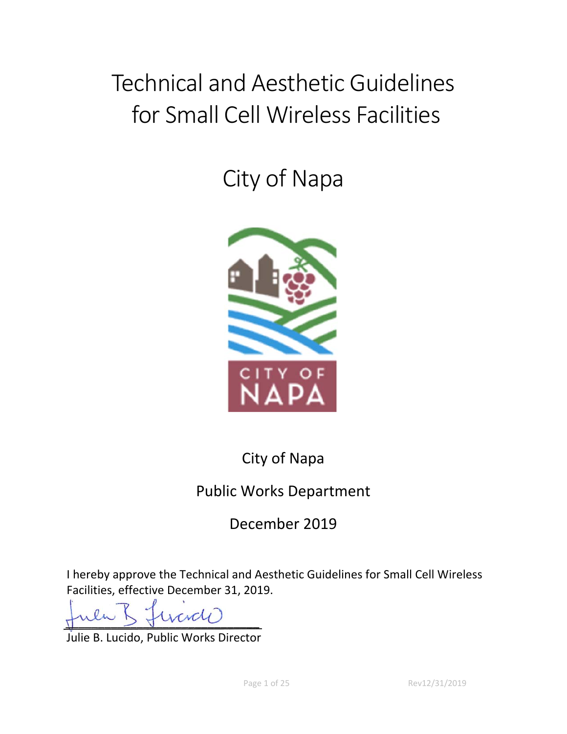# Technical and Aesthetic Guidelines for Small Cell Wireless Facilities

## City of Napa

City of Napa

Public Works Department

December 2019

I hereby approve the Technical and Aesthetic Guidelines for Small Cell Wireless Facilities, effective December 31, 2019.

Julie B. Lucido, Public Works Director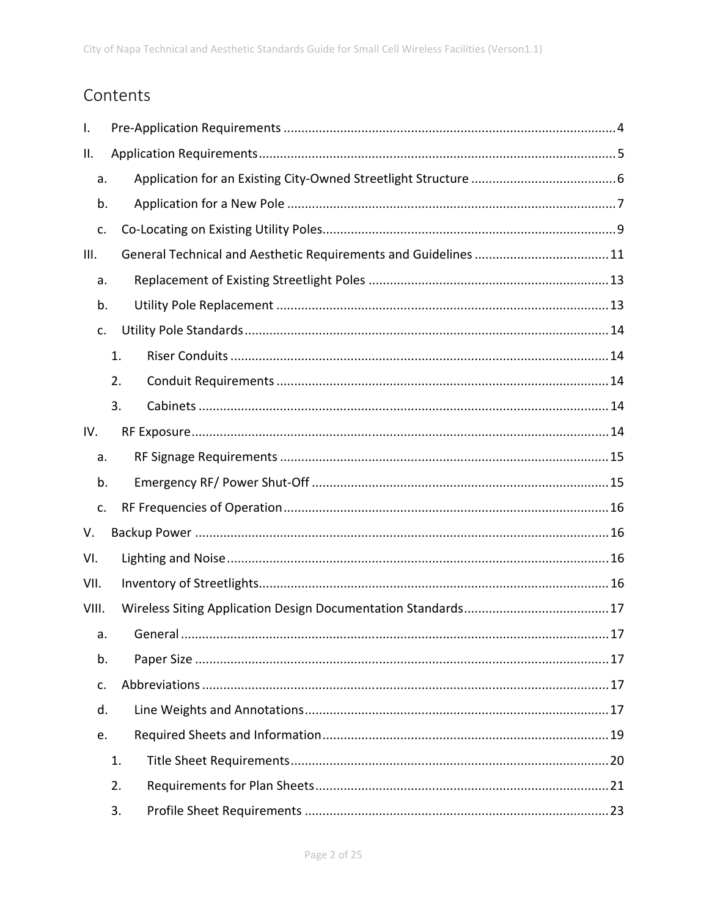# Contents

- I. Pre-Application Requirements ... 4
- II. Application Requirements ... 5
  - a. Application for an Existing City-Owned Streetlight Structure ... 6
  - b. Application for a New Pole ... 7
  - c. Co-Locating on Existing Utility Poles ... 9
- III. General Technical and Aesthetic Requirements and Guidelines ... 11
  - a. Replacement of Existing Streetlight Poles ... 13
  - b. Utility Pole Replacement ... 13
  - c. Utility Pole Standards ... 14
    - 1. Riser Conduits ... 14
    - 2. Conduit Requirements ... 14
    - 3. Cabinets ... 14
- IV. RF Exposure ... 14
  - a. RF Signage Requirements ... 15
  - b. Emergency RF/ Power Shut-Off ... 15
  - c. RF Frequencies of Operation ... 16
- V. Backup Power ... 16
- VI. Lighting and Noise ... 16
- VII. Inventory of Streetlights ... 16
- VIII. Wireless Siting Application Design Documentation Standards ... 17
  - a. General ... 17
  - b. Paper Size ... 17
  - c. Abbreviations ... 17
  - d. Line Weights and Annotations ... 17
  - e. Required Sheets and Information ... 19
    - 1. Title Sheet Requirements ... 20
    - 2. Requirements for Plan Sheets ... 21
    - 3. Profile Sheet Requirements ... 23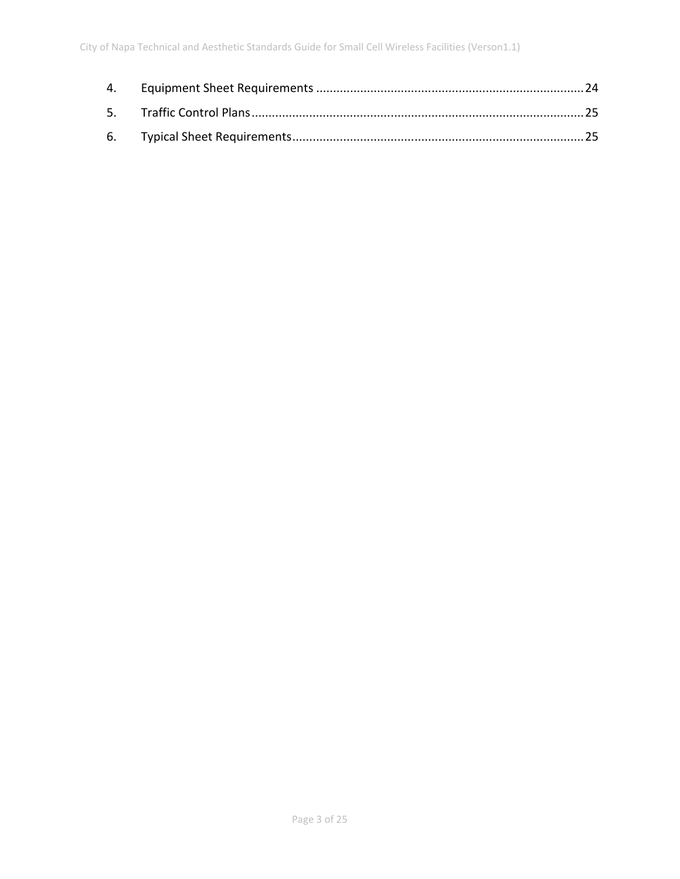4. Equipment Sheet Requirements ........................................................................... 24
5. Traffic Control Plans ........................................................................................... 25
6. Typical Sheet Requirements ................................................................................ 25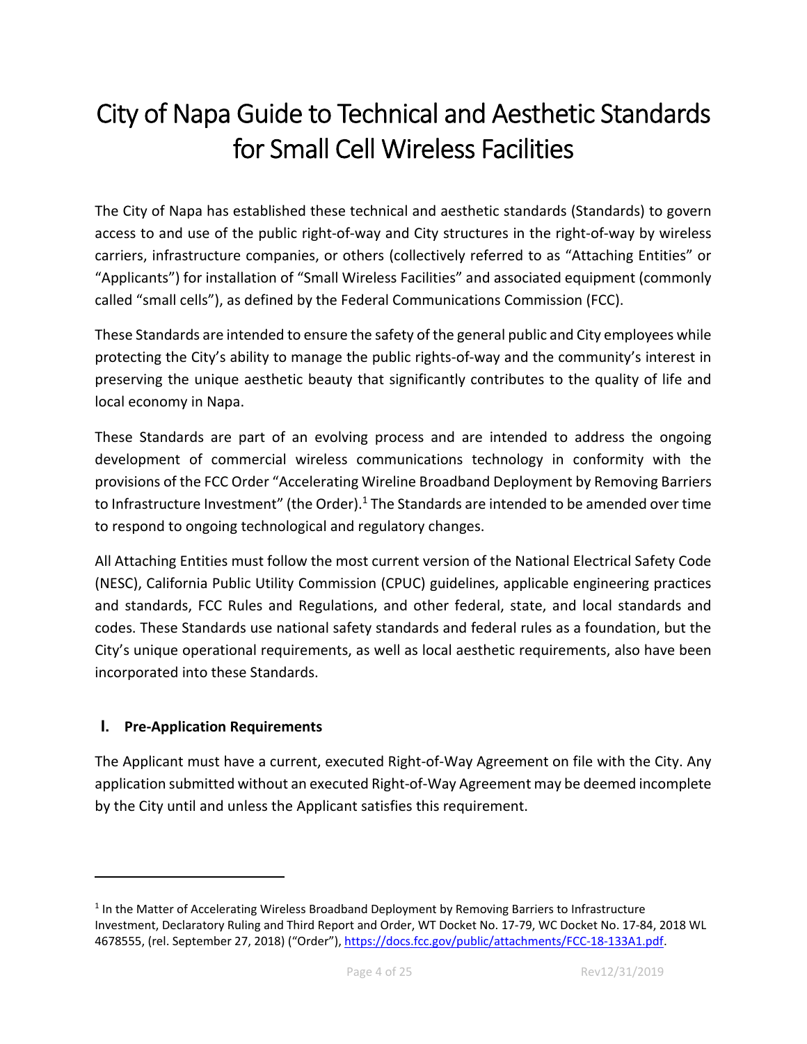# City of Napa Guide to Technical and Aesthetic Standards for Small Cell Wireless Facilities

The City of Napa has established these technical and aesthetic standards (Standards) to govern access to and use of the public right-of-way and City structures in the right-of-way by wireless carriers, infrastructure companies, or others (collectively referred to as "Attaching Entities" or "Applicants") for installation of "Small Wireless Facilities" and associated equipment (commonly called "small cells"), as defined by the Federal Communications Commission (FCC).

These Standards are intended to ensure the safety of the general public and City employees while protecting the City's ability to manage the public rights-of-way and the community's interest in preserving the unique aesthetic beauty that significantly contributes to the quality of life and local economy in Napa.

These Standards are part of an evolving process and are intended to address the ongoing development of commercial wireless communications technology in conformity with the provisions of the FCC Order "Accelerating Wireline Broadband Deployment by Removing Barriers to Infrastructure Investment" (the Order).[1] The Standards are intended to be amended over time to respond to ongoing technological and regulatory changes.

All Attaching Entities must follow the most current version of the National Electrical Safety Code (NESC), California Public Utility Commission (CPUC) guidelines, applicable engineering practices and standards, FCC Rules and Regulations, and other federal, state, and local standards and codes. These Standards use national safety standards and federal rules as a foundation, but the City's unique operational requirements, as well as local aesthetic requirements, also have been incorporated into these Standards.

## I. Pre-Application Requirements

The Applicant must have a current, executed Right-of-Way Agreement on file with the City. Any application submitted without an executed Right-of-Way Agreement may be deemed incomplete by the City until and unless the Applicant satisfies this requirement.

---

[1] In the Matter of Accelerating Wireless Broadband Deployment by Removing Barriers to Infrastructure Investment, Declaratory Ruling and Third Report and Order, WT Docket No. 17-79, WC Docket No. 17-84, 2018 WL 4678555, (rel. September 27, 2018) ("Order"), https://docs.fcc.gov/public/attachments/FCC-18-133A1.pdf.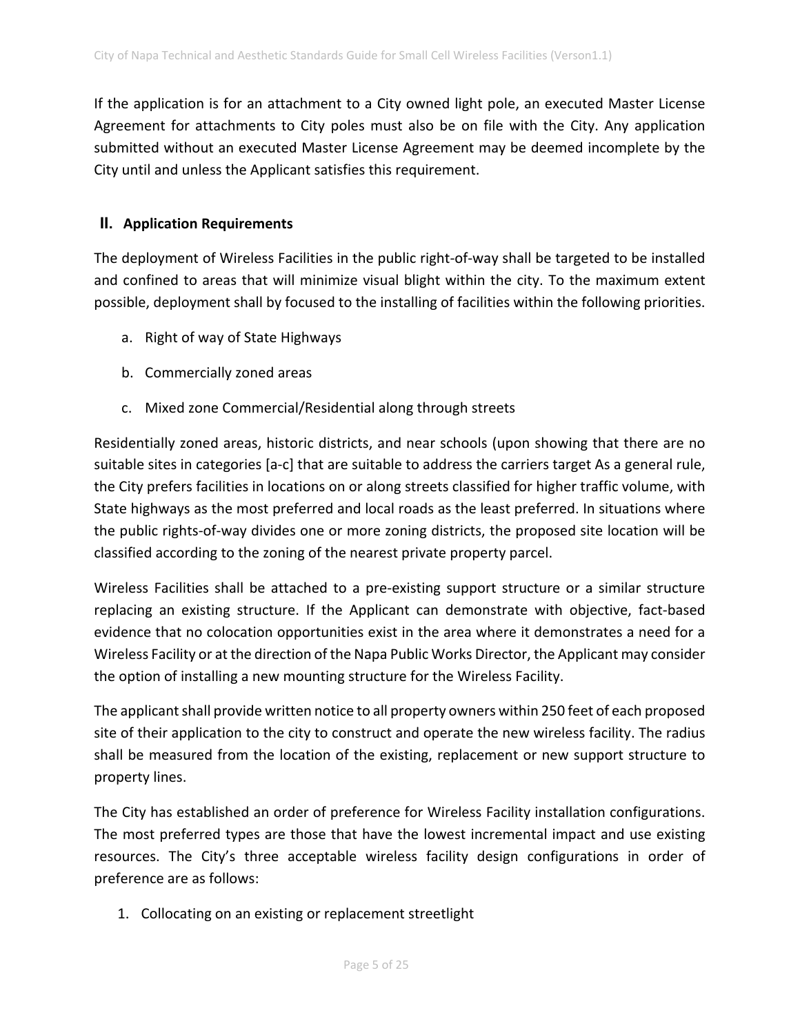If the application is for an attachment to a City owned light pole, an executed Master License Agreement for attachments to City poles must also be on file with the City. Any application submitted without an executed Master License Agreement may be deemed incomplete by the City until and unless the Applicant satisfies this requirement.

## II. Application Requirements

The deployment of Wireless Facilities in the public right-of-way shall be targeted to be installed and confined to areas that will minimize visual blight within the city. To the maximum extent possible, deployment shall by focused to the installing of facilities within the following priorities.

a. Right of way of State Highways

b. Commercially zoned areas

c. Mixed zone Commercial/Residential along through streets

Residentially zoned areas, historic districts, and near schools (upon showing that there are no suitable sites in categories [a-c] that are suitable to address the carriers target As a general rule, the City prefers facilities in locations on or along streets classified for higher traffic volume, with State highways as the most preferred and local roads as the least preferred. In situations where the public rights-of-way divides one or more zoning districts, the proposed site location will be classified according to the zoning of the nearest private property parcel.

Wireless Facilities shall be attached to a pre-existing support structure or a similar structure replacing an existing structure. If the Applicant can demonstrate with objective, fact-based evidence that no colocation opportunities exist in the area where it demonstrates a need for a Wireless Facility or at the direction of the Napa Public Works Director, the Applicant may consider the option of installing a new mounting structure for the Wireless Facility.

The applicant shall provide written notice to all property owners within 250 feet of each proposed site of their application to the city to construct and operate the new wireless facility. The radius shall be measured from the location of the existing, replacement or new support structure to property lines.

The City has established an order of preference for Wireless Facility installation configurations. The most preferred types are those that have the lowest incremental impact and use existing resources. The City's three acceptable wireless facility design configurations in order of preference are as follows:

1. Collocating on an existing or replacement streetlight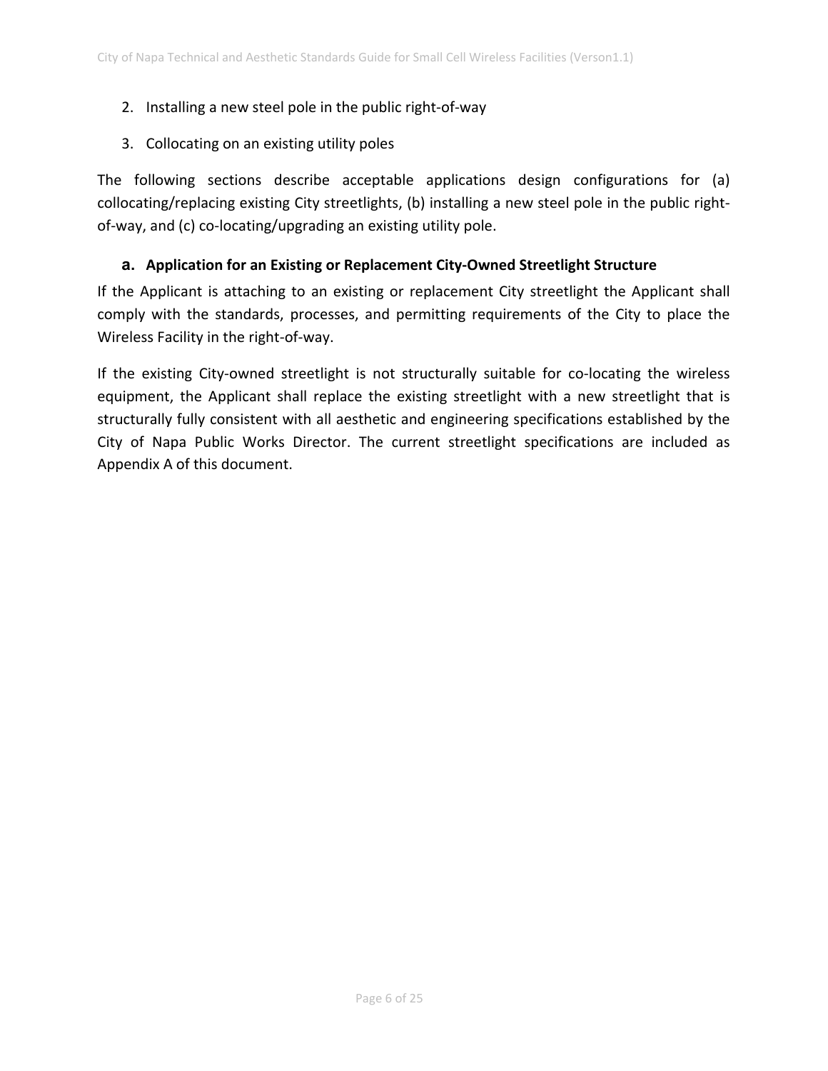2. Installing a new steel pole in the public right-of-way
3. Collocating on an existing utility poles

The following sections describe acceptable applications design configurations for (a) collocating/replacing existing City streetlights, (b) installing a new steel pole in the public right-of-way, and (c) co-locating/upgrading an existing utility pole.

### a. Application for an Existing or Replacement City-Owned Streetlight Structure

If the Applicant is attaching to an existing or replacement City streetlight the Applicant shall comply with the standards, processes, and permitting requirements of the City to place the Wireless Facility in the right-of-way.

If the existing City-owned streetlight is not structurally suitable for co-locating the wireless equipment, the Applicant shall replace the existing streetlight with a new streetlight that is structurally fully consistent with all aesthetic and engineering specifications established by the City of Napa Public Works Director. The current streetlight specifications are included as Appendix A of this document.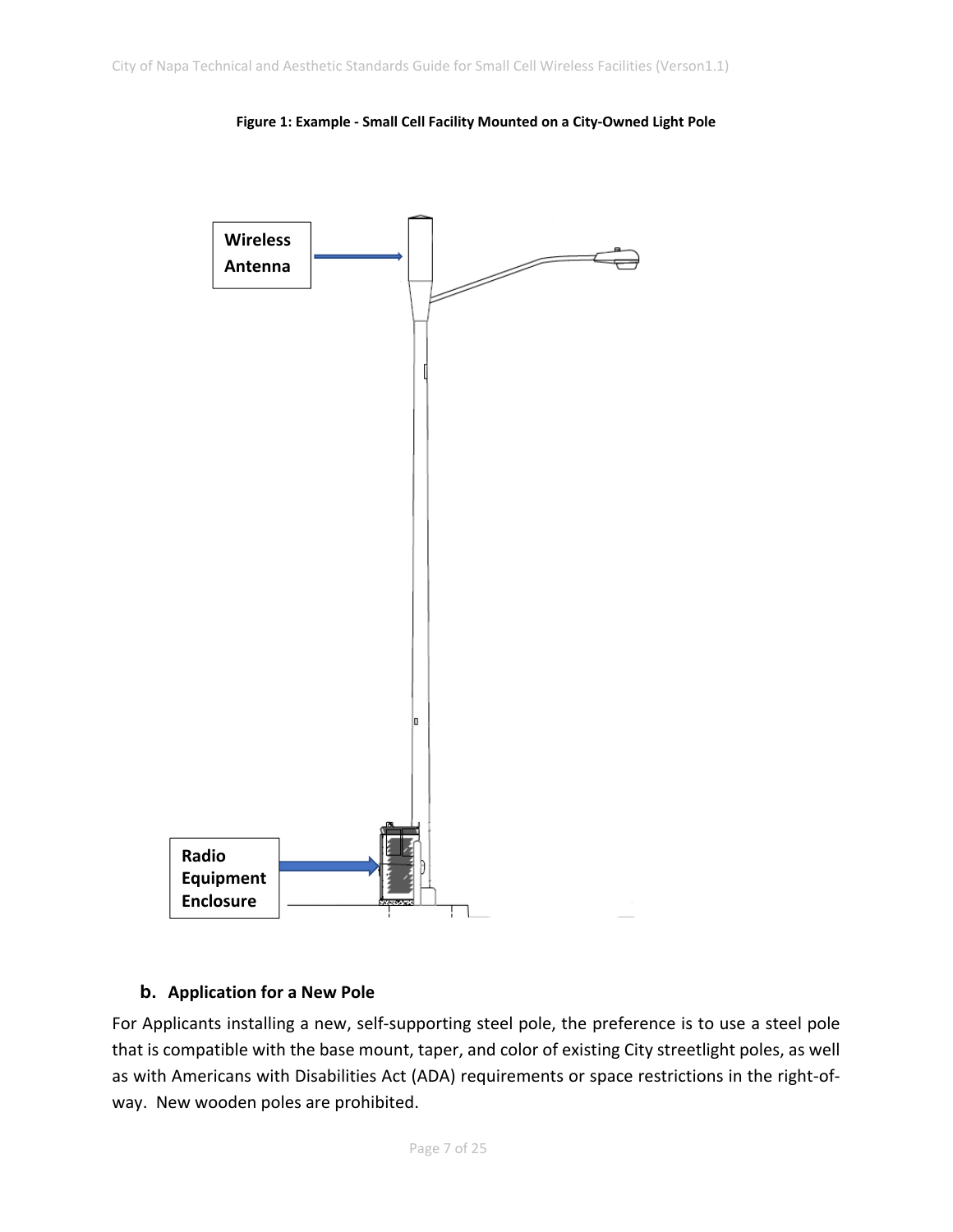**Figure 1: Example - Small Cell Facility Mounted on a City-Owned Light Pole**

Wireless Antenna

Radio Equipment Enclosure

## b. Application for a New Pole

For Applicants installing a new, self-supporting steel pole, the preference is to use a steel pole that is compatible with the base mount, taper, and color of existing City streetlight poles, as well as with Americans with Disabilities Act (ADA) requirements or space restrictions in the right-of-way. New wooden poles are prohibited.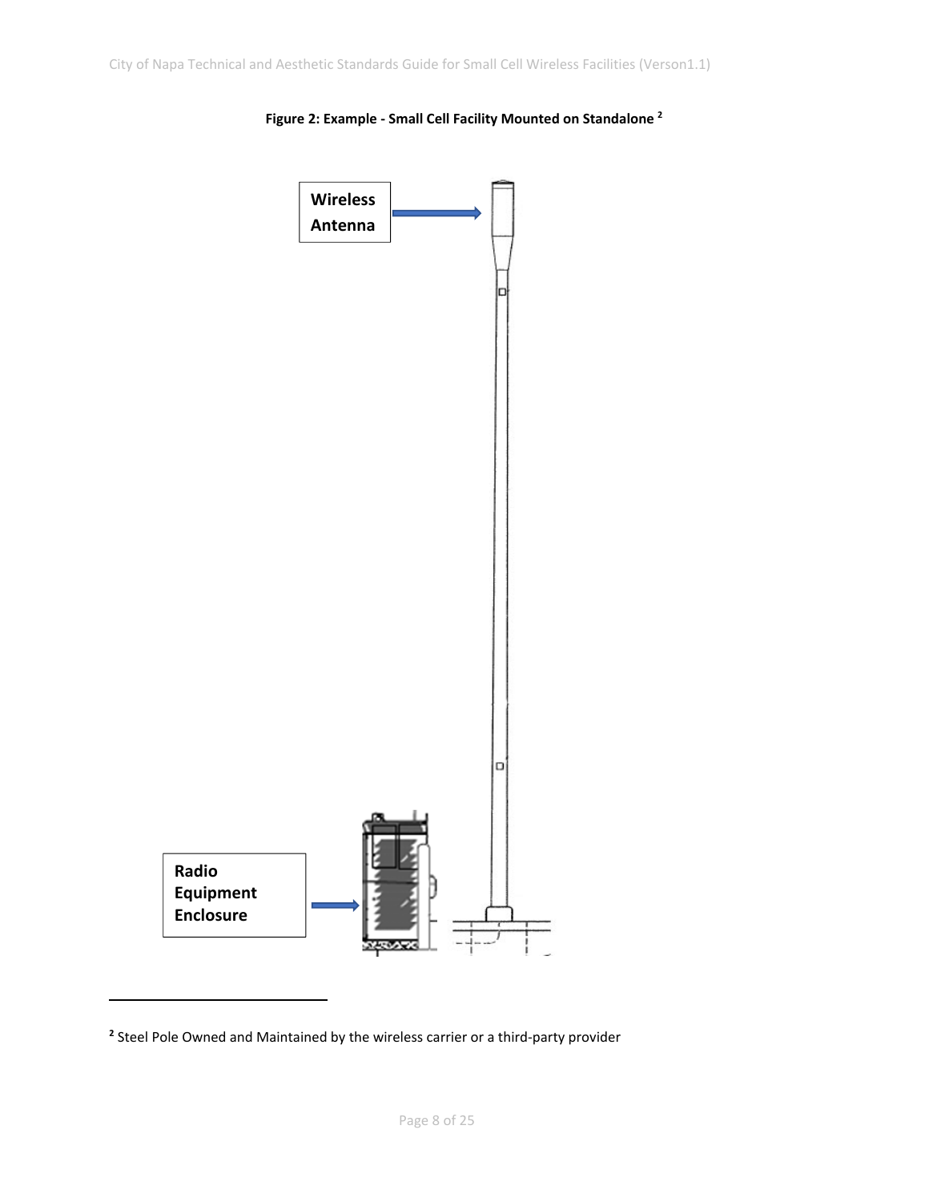**Figure 2: Example - Small Cell Facility Mounted on Standalone [2]**

Wireless Antenna

Radio Equipment Enclosure

[2] Steel Pole Owned and Maintained by the wireless carrier or a third-party provider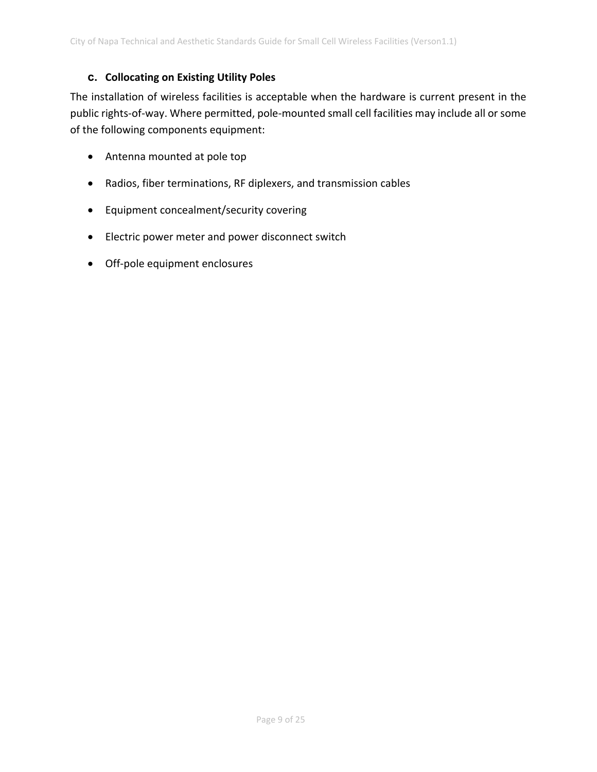### c. Collocating on Existing Utility Poles

The installation of wireless facilities is acceptable when the hardware is current present in the public rights-of-way. Where permitted, pole-mounted small cell facilities may include all or some of the following components equipment:

- Antenna mounted at pole top
- Radios, fiber terminations, RF diplexers, and transmission cables
- Equipment concealment/security covering
- Electric power meter and power disconnect switch
- Off-pole equipment enclosures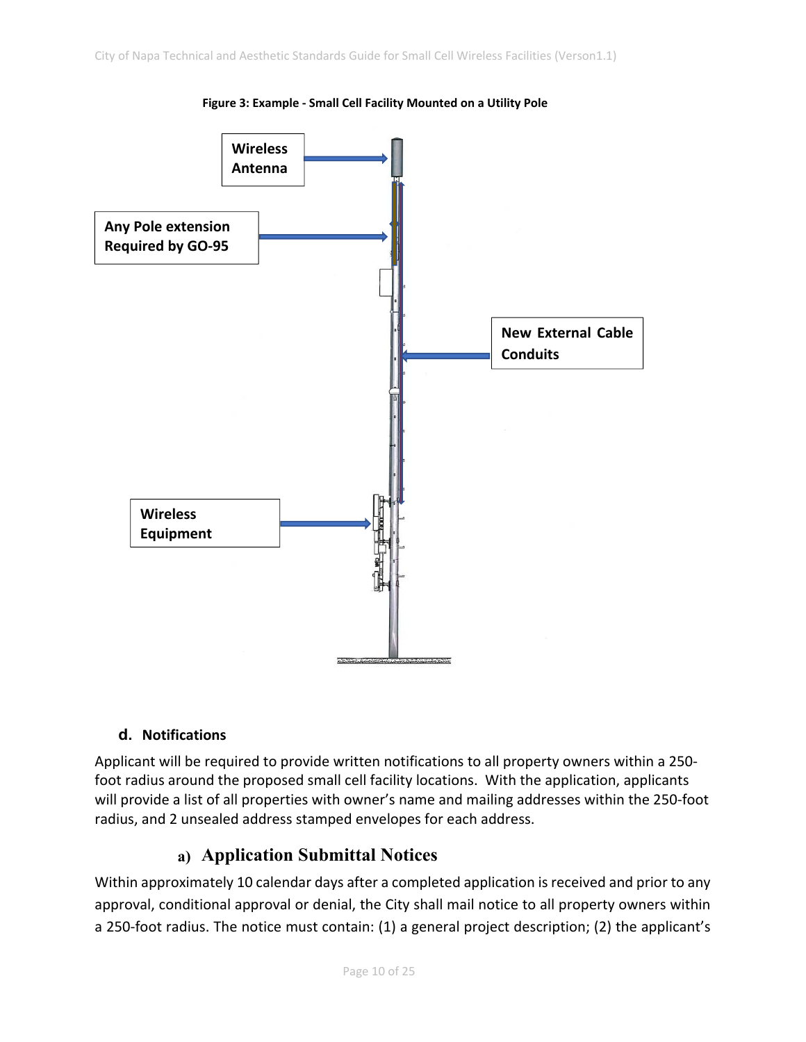**Figure 3: Example - Small Cell Facility Mounted on a Utility Pole**

Wireless Antenna

Any Pole extension Required by GO-95

New External Cable Conduits

Wireless Equipment

### d. Notifications

Applicant will be required to provide written notifications to all property owners within a 250-foot radius around the proposed small cell facility locations. With the application, applicants will provide a list of all properties with owner's name and mailing addresses within the 250-foot radius, and 2 unsealed address stamped envelopes for each address.

#### a) Application Submittal Notices

Within approximately 10 calendar days after a completed application is received and prior to any approval, conditional approval or denial, the City shall mail notice to all property owners within a 250-foot radius. The notice must contain: (1) a general project description; (2) the applicant's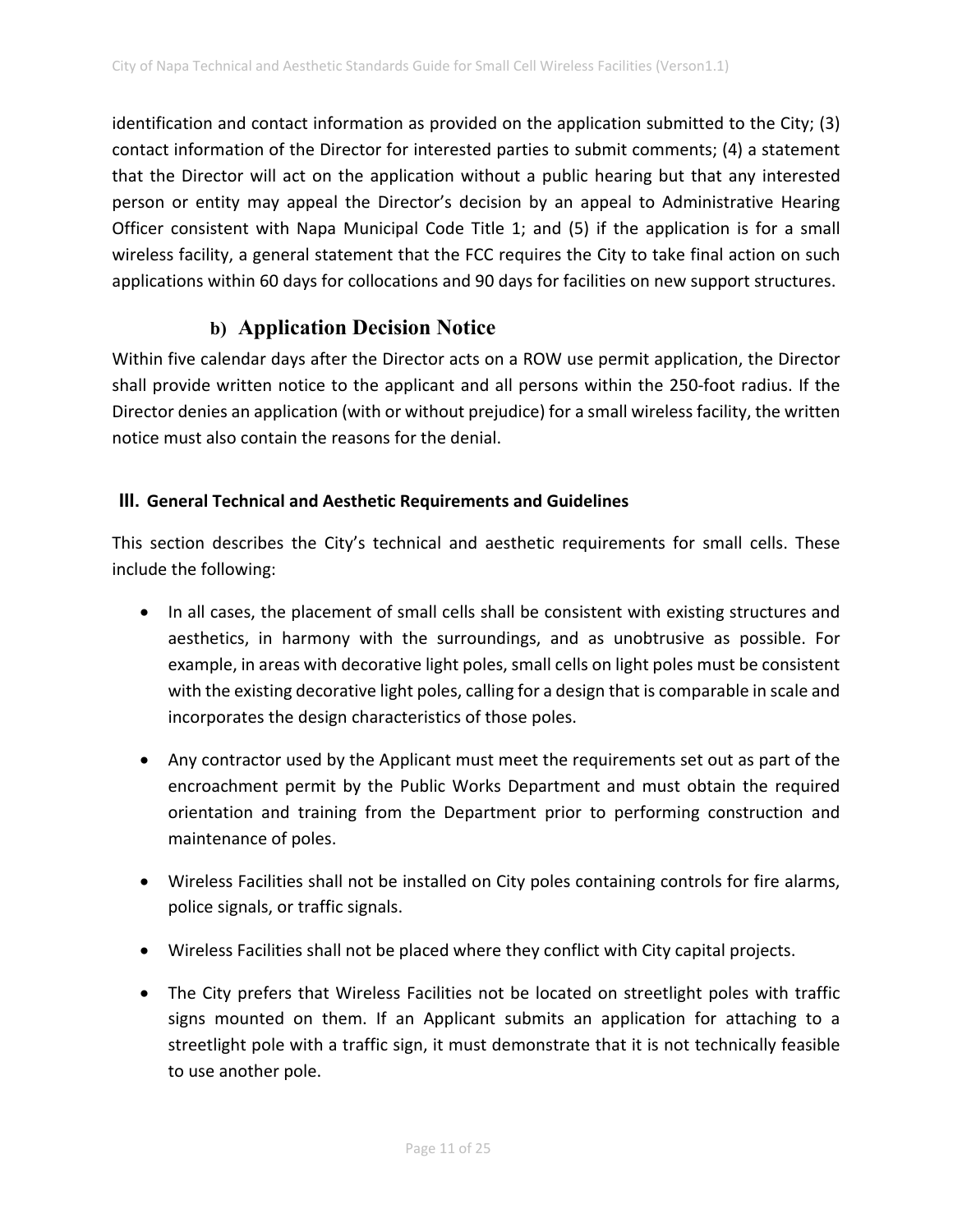identification and contact information as provided on the application submitted to the City; (3) contact information of the Director for interested parties to submit comments; (4) a statement that the Director will act on the application without a public hearing but that any interested person or entity may appeal the Director's decision by an appeal to Administrative Hearing Officer consistent with Napa Municipal Code Title 1; and (5) if the application is for a small wireless facility, a general statement that the FCC requires the City to take final action on such applications within 60 days for collocations and 90 days for facilities on new support structures.

### b) Application Decision Notice

Within five calendar days after the Director acts on a ROW use permit application, the Director shall provide written notice to the applicant and all persons within the 250-foot radius. If the Director denies an application (with or without prejudice) for a small wireless facility, the written notice must also contain the reasons for the denial.

## III. General Technical and Aesthetic Requirements and Guidelines

This section describes the City's technical and aesthetic requirements for small cells. These include the following:

- In all cases, the placement of small cells shall be consistent with existing structures and aesthetics, in harmony with the surroundings, and as unobtrusive as possible. For example, in areas with decorative light poles, small cells on light poles must be consistent with the existing decorative light poles, calling for a design that is comparable in scale and incorporates the design characteristics of those poles.
- Any contractor used by the Applicant must meet the requirements set out as part of the encroachment permit by the Public Works Department and must obtain the required orientation and training from the Department prior to performing construction and maintenance of poles.
- Wireless Facilities shall not be installed on City poles containing controls for fire alarms, police signals, or traffic signals.
- Wireless Facilities shall not be placed where they conflict with City capital projects.
- The City prefers that Wireless Facilities not be located on streetlight poles with traffic signs mounted on them. If an Applicant submits an application for attaching to a streetlight pole with a traffic sign, it must demonstrate that it is not technically feasible to use another pole.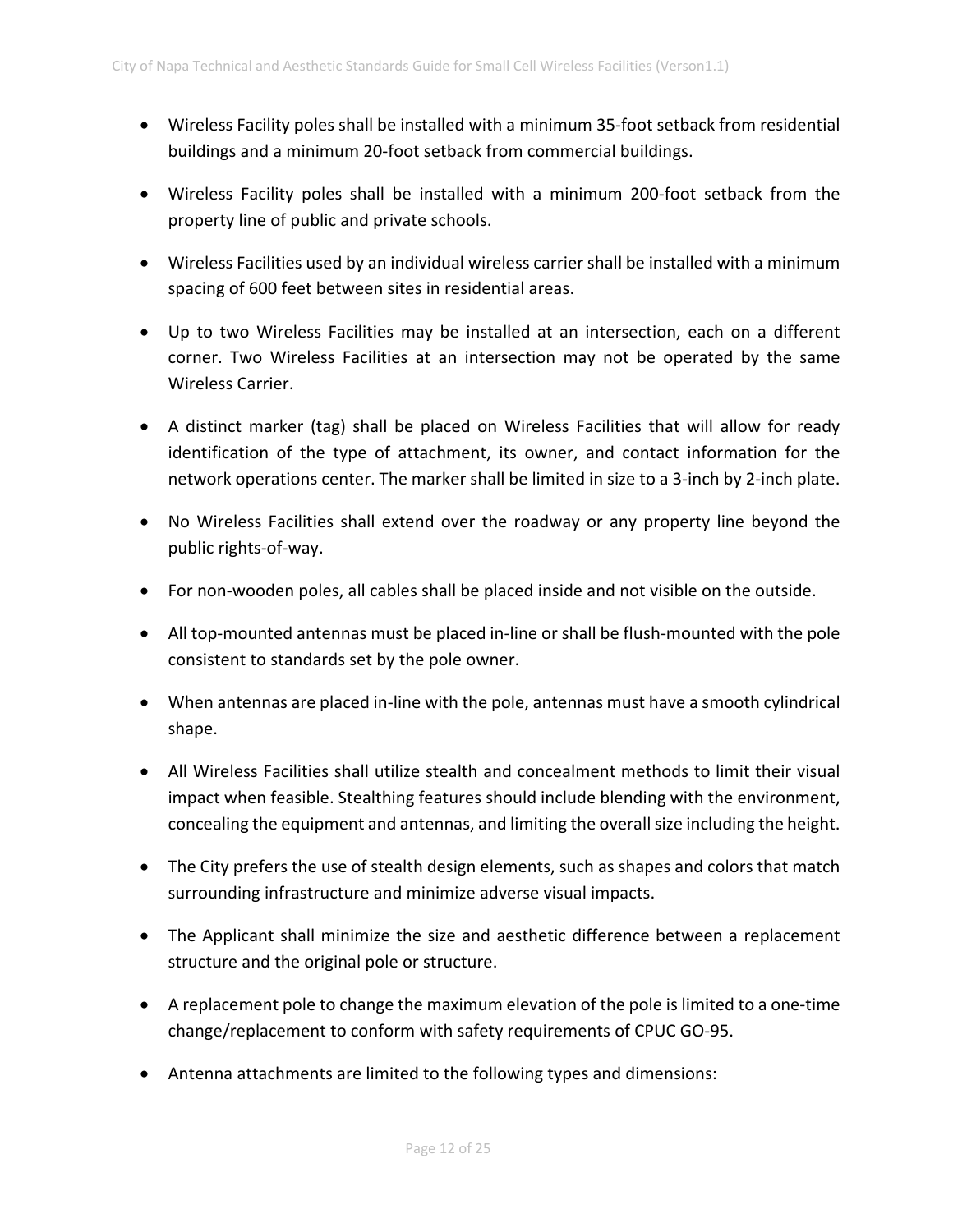- Wireless Facility poles shall be installed with a minimum 35-foot setback from residential buildings and a minimum 20-foot setback from commercial buildings.

- Wireless Facility poles shall be installed with a minimum 200-foot setback from the property line of public and private schools.

- Wireless Facilities used by an individual wireless carrier shall be installed with a minimum spacing of 600 feet between sites in residential areas.

- Up to two Wireless Facilities may be installed at an intersection, each on a different corner. Two Wireless Facilities at an intersection may not be operated by the same Wireless Carrier.

- A distinct marker (tag) shall be placed on Wireless Facilities that will allow for ready identification of the type of attachment, its owner, and contact information for the network operations center. The marker shall be limited in size to a 3-inch by 2-inch plate.

- No Wireless Facilities shall extend over the roadway or any property line beyond the public rights-of-way.

- For non-wooden poles, all cables shall be placed inside and not visible on the outside.

- All top-mounted antennas must be placed in-line or shall be flush-mounted with the pole consistent to standards set by the pole owner.

- When antennas are placed in-line with the pole, antennas must have a smooth cylindrical shape.

- All Wireless Facilities shall utilize stealth and concealment methods to limit their visual impact when feasible. Stealthing features should include blending with the environment, concealing the equipment and antennas, and limiting the overall size including the height.

- The City prefers the use of stealth design elements, such as shapes and colors that match surrounding infrastructure and minimize adverse visual impacts.

- The Applicant shall minimize the size and aesthetic difference between a replacement structure and the original pole or structure.

- A replacement pole to change the maximum elevation of the pole is limited to a one-time change/replacement to conform with safety requirements of CPUC GO-95.

- Antenna attachments are limited to the following types and dimensions: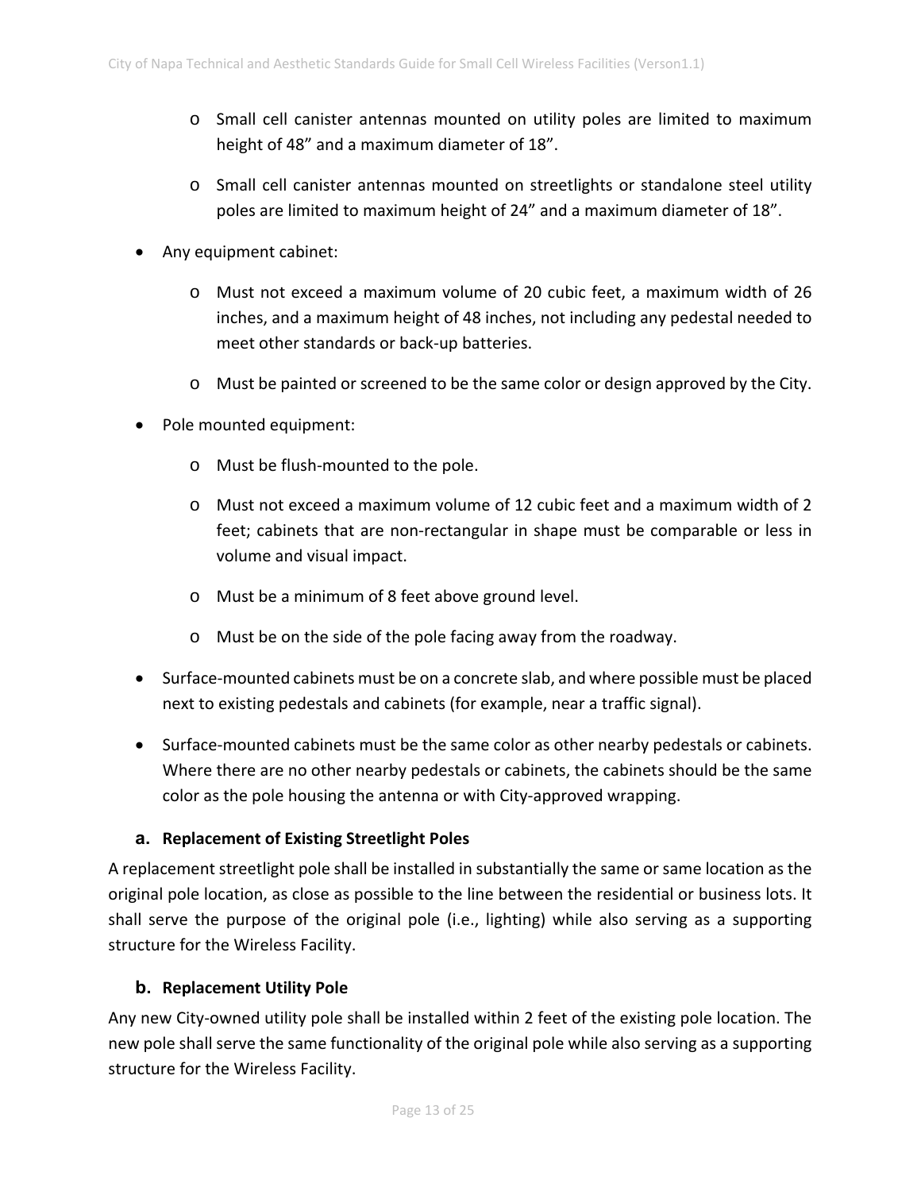- Small cell canister antennas mounted on utility poles are limited to maximum height of 48" and a maximum diameter of 18".
    - Small cell canister antennas mounted on streetlights or standalone steel utility poles are limited to maximum height of 24" and a maximum diameter of 18".
- Any equipment cabinet:
    - Must not exceed a maximum volume of 20 cubic feet, a maximum width of 26 inches, and a maximum height of 48 inches, not including any pedestal needed to meet other standards or back-up batteries.
    - Must be painted or screened to be the same color or design approved by the City.
- Pole mounted equipment:
    - Must be flush-mounted to the pole.
    - Must not exceed a maximum volume of 12 cubic feet and a maximum width of 2 feet; cabinets that are non-rectangular in shape must be comparable or less in volume and visual impact.
    - Must be a minimum of 8 feet above ground level.
    - Must be on the side of the pole facing away from the roadway.
- Surface-mounted cabinets must be on a concrete slab, and where possible must be placed next to existing pedestals and cabinets (for example, near a traffic signal).
- Surface-mounted cabinets must be the same color as other nearby pedestals or cabinets. Where there are no other nearby pedestals or cabinets, the cabinets should be the same color as the pole housing the antenna or with City-approved wrapping.

### a. Replacement of Existing Streetlight Poles

A replacement streetlight pole shall be installed in substantially the same or same location as the original pole location, as close as possible to the line between the residential or business lots. It shall serve the purpose of the original pole (i.e., lighting) while also serving as a supporting structure for the Wireless Facility.

### b. Replacement Utility Pole

Any new City-owned utility pole shall be installed within 2 feet of the existing pole location. The new pole shall serve the same functionality of the original pole while also serving as a supporting structure for the Wireless Facility.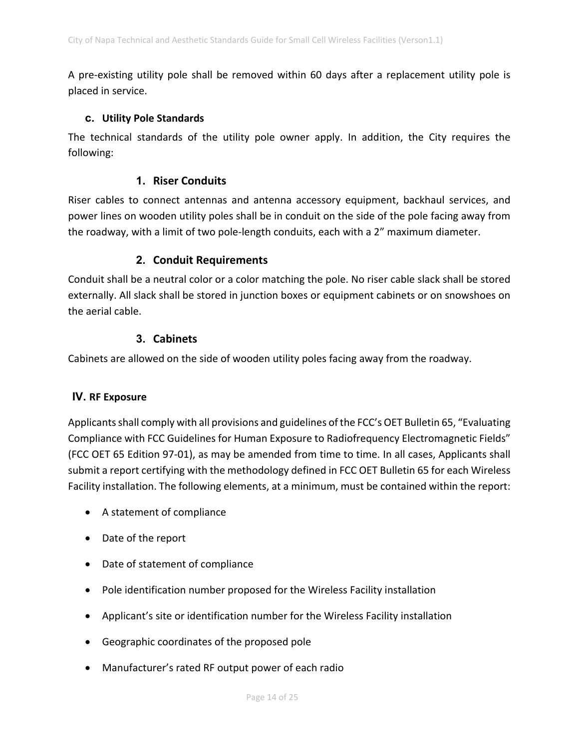A pre-existing utility pole shall be removed within 60 days after a replacement utility pole is placed in service.

### c. Utility Pole Standards

The technical standards of the utility pole owner apply. In addition, the City requires the following:

#### 1. Riser Conduits

Riser cables to connect antennas and antenna accessory equipment, backhaul services, and power lines on wooden utility poles shall be in conduit on the side of the pole facing away from the roadway, with a limit of two pole-length conduits, each with a 2" maximum diameter.

#### 2. Conduit Requirements

Conduit shall be a neutral color or a color matching the pole. No riser cable slack shall be stored externally. All slack shall be stored in junction boxes or equipment cabinets or on snowshoes on the aerial cable.

#### 3. Cabinets

Cabinets are allowed on the side of wooden utility poles facing away from the roadway.

## IV. RF Exposure

Applicants shall comply with all provisions and guidelines of the FCC's OET Bulletin 65, "Evaluating Compliance with FCC Guidelines for Human Exposure to Radiofrequency Electromagnetic Fields" (FCC OET 65 Edition 97-01), as may be amended from time to time. In all cases, Applicants shall submit a report certifying with the methodology defined in FCC OET Bulletin 65 for each Wireless Facility installation. The following elements, at a minimum, must be contained within the report:

- A statement of compliance
- Date of the report
- Date of statement of compliance
- Pole identification number proposed for the Wireless Facility installation
- Applicant's site or identification number for the Wireless Facility installation
- Geographic coordinates of the proposed pole
- Manufacturer's rated RF output power of each radio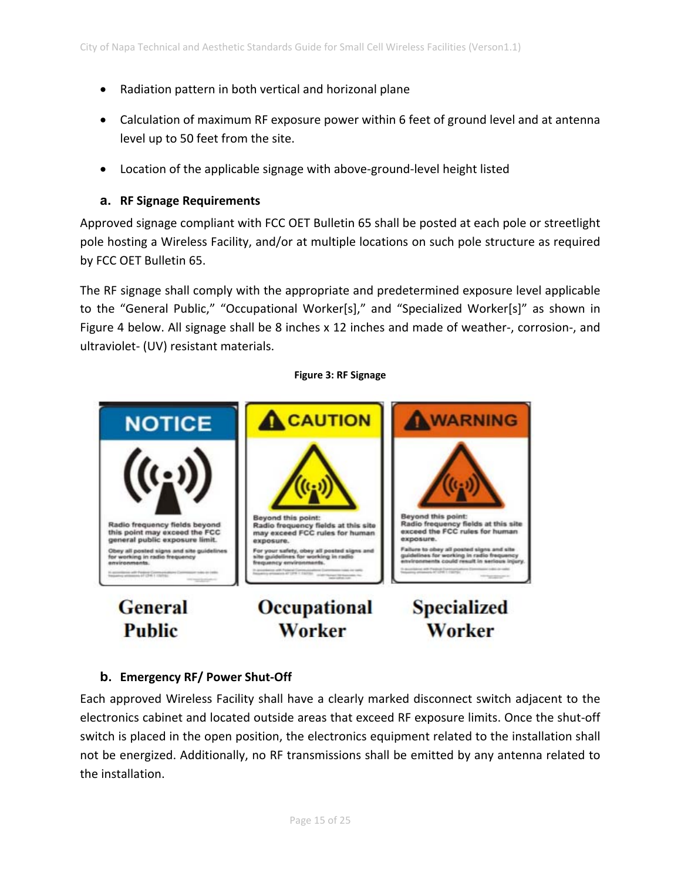- Radiation pattern in both vertical and horizonal plane
- Calculation of maximum RF exposure power within 6 feet of ground level and at antenna level up to 50 feet from the site.
- Location of the applicable signage with above-ground-level height listed

### a. RF Signage Requirements

Approved signage compliant with FCC OET Bulletin 65 shall be posted at each pole or streetlight pole hosting a Wireless Facility, and/or at multiple locations on such pole structure as required by FCC OET Bulletin 65.

The RF signage shall comply with the appropriate and predetermined exposure level applicable to the "General Public," "Occupational Worker[s]," and "Specialized Worker[s]" as shown in Figure 4 below. All signage shall be 8 inches x 12 inches and made of weather-, corrosion-, and ultraviolet- (UV) resistant materials.

**Figure 3: RF Signage**

General Public | Occupational Worker | Specialized Worker

### b. Emergency RF/ Power Shut-Off

Each approved Wireless Facility shall have a clearly marked disconnect switch adjacent to the electronics cabinet and located outside areas that exceed RF exposure limits. Once the shut-off switch is placed in the open position, the electronics equipment related to the installation shall not be energized. Additionally, no RF transmissions shall be emitted by any antenna related to the installation.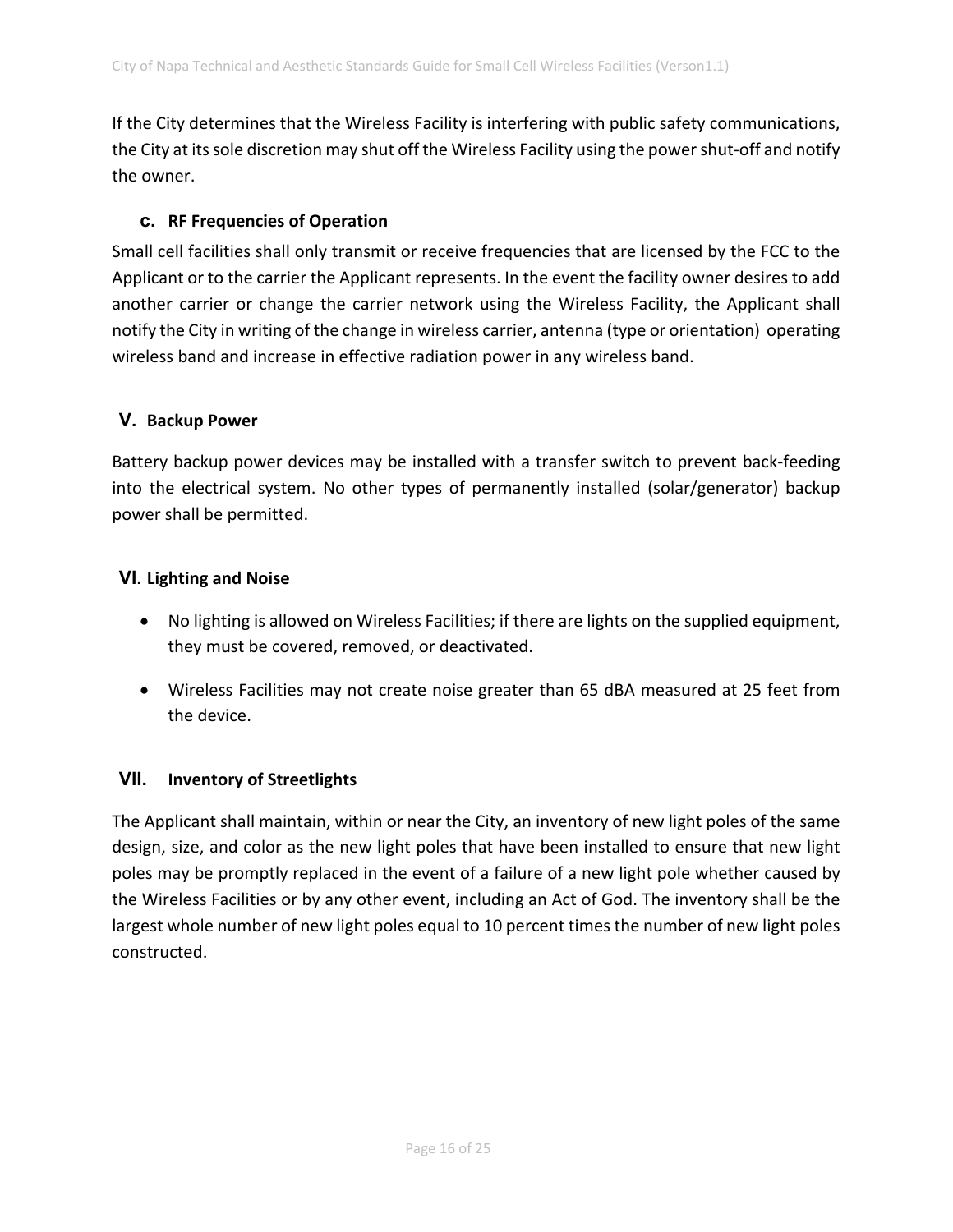If the City determines that the Wireless Facility is interfering with public safety communications, the City at its sole discretion may shut off the Wireless Facility using the power shut-off and notify the owner.

### c. RF Frequencies of Operation

Small cell facilities shall only transmit or receive frequencies that are licensed by the FCC to the Applicant or to the carrier the Applicant represents. In the event the facility owner desires to add another carrier or change the carrier network using the Wireless Facility, the Applicant shall notify the City in writing of the change in wireless carrier, antenna (type or orientation) operating wireless band and increase in effective radiation power in any wireless band.

## V. Backup Power

Battery backup power devices may be installed with a transfer switch to prevent back-feeding into the electrical system. No other types of permanently installed (solar/generator) backup power shall be permitted.

## VI. Lighting and Noise

- No lighting is allowed on Wireless Facilities; if there are lights on the supplied equipment, they must be covered, removed, or deactivated.
- Wireless Facilities may not create noise greater than 65 dBA measured at 25 feet from the device.

## VII. Inventory of Streetlights

The Applicant shall maintain, within or near the City, an inventory of new light poles of the same design, size, and color as the new light poles that have been installed to ensure that new light poles may be promptly replaced in the event of a failure of a new light pole whether caused by the Wireless Facilities or by any other event, including an Act of God. The inventory shall be the largest whole number of new light poles equal to 10 percent times the number of new light poles constructed.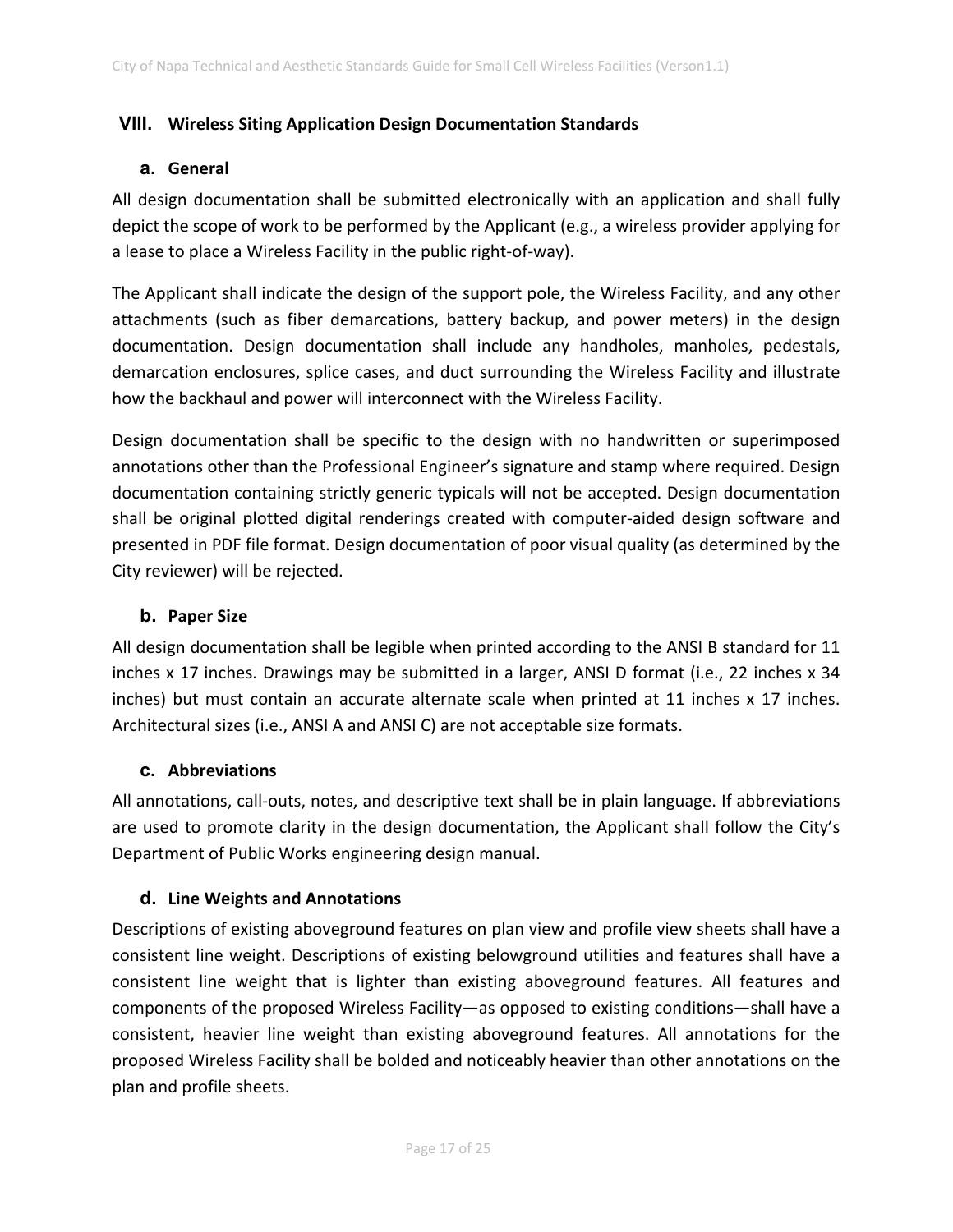## VIII. Wireless Siting Application Design Documentation Standards

### a. General

All design documentation shall be submitted electronically with an application and shall fully depict the scope of work to be performed by the Applicant (e.g., a wireless provider applying for a lease to place a Wireless Facility in the public right-of-way).

The Applicant shall indicate the design of the support pole, the Wireless Facility, and any other attachments (such as fiber demarcations, battery backup, and power meters) in the design documentation. Design documentation shall include any handholes, manholes, pedestals, demarcation enclosures, splice cases, and duct surrounding the Wireless Facility and illustrate how the backhaul and power will interconnect with the Wireless Facility.

Design documentation shall be specific to the design with no handwritten or superimposed annotations other than the Professional Engineer's signature and stamp where required. Design documentation containing strictly generic typicals will not be accepted. Design documentation shall be original plotted digital renderings created with computer-aided design software and presented in PDF file format. Design documentation of poor visual quality (as determined by the City reviewer) will be rejected.

### b. Paper Size

All design documentation shall be legible when printed according to the ANSI B standard for 11 inches x 17 inches. Drawings may be submitted in a larger, ANSI D format (i.e., 22 inches x 34 inches) but must contain an accurate alternate scale when printed at 11 inches x 17 inches. Architectural sizes (i.e., ANSI A and ANSI C) are not acceptable size formats.

### c. Abbreviations

All annotations, call-outs, notes, and descriptive text shall be in plain language. If abbreviations are used to promote clarity in the design documentation, the Applicant shall follow the City's Department of Public Works engineering design manual.

### d. Line Weights and Annotations

Descriptions of existing aboveground features on plan view and profile view sheets shall have a consistent line weight. Descriptions of existing belowground utilities and features shall have a consistent line weight that is lighter than existing aboveground features. All features and components of the proposed Wireless Facility—as opposed to existing conditions—shall have a consistent, heavier line weight than existing aboveground features. All annotations for the proposed Wireless Facility shall be bolded and noticeably heavier than other annotations on the plan and profile sheets.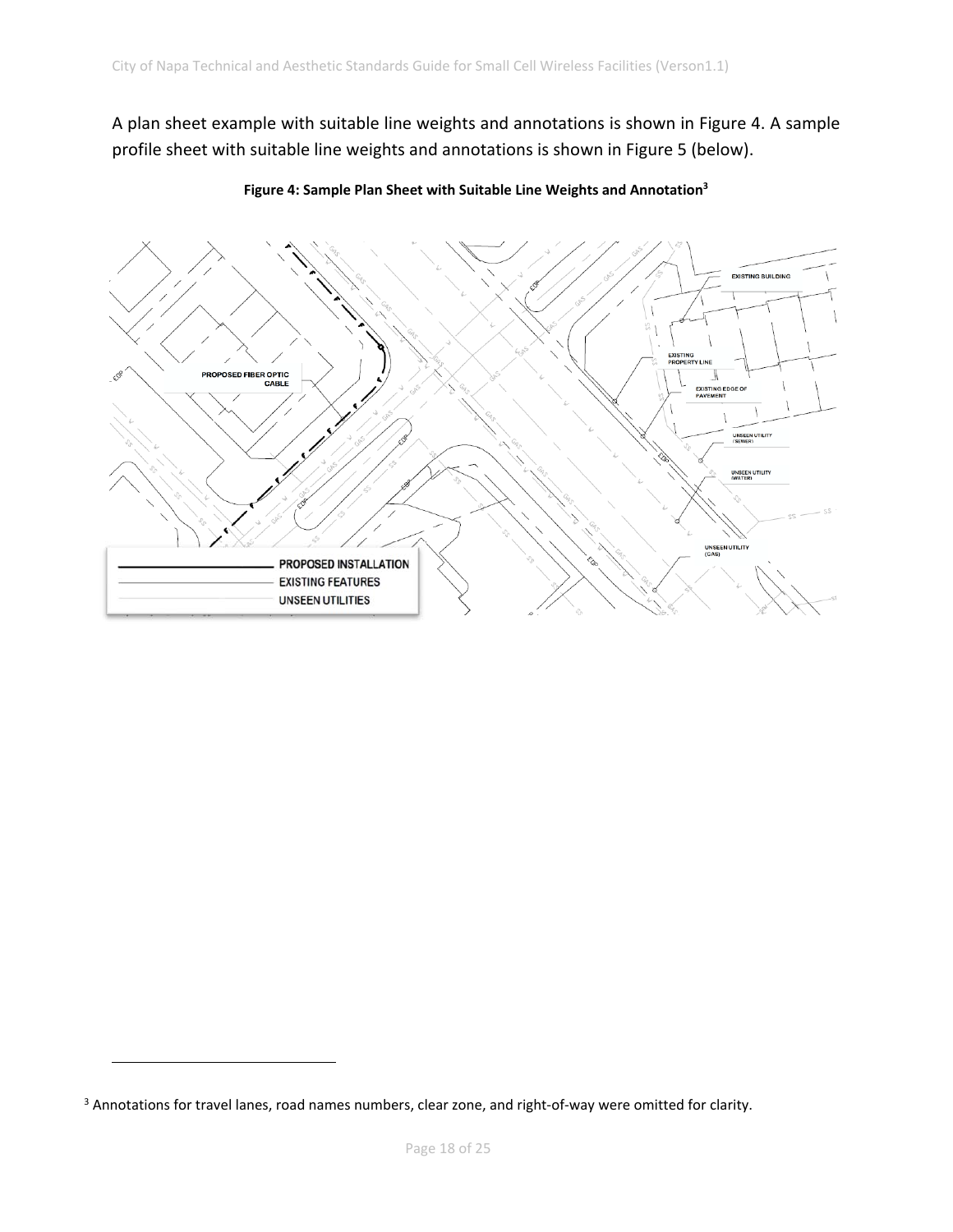A plan sheet example with suitable line weights and annotations is shown in Figure 4. A sample profile sheet with suitable line weights and annotations is shown in Figure 5 (below).

**Figure 4: Sample Plan Sheet with Suitable Line Weights and Annotation[3]**

[3] Annotations for travel lanes, road names numbers, clear zone, and right-of-way were omitted for clarity.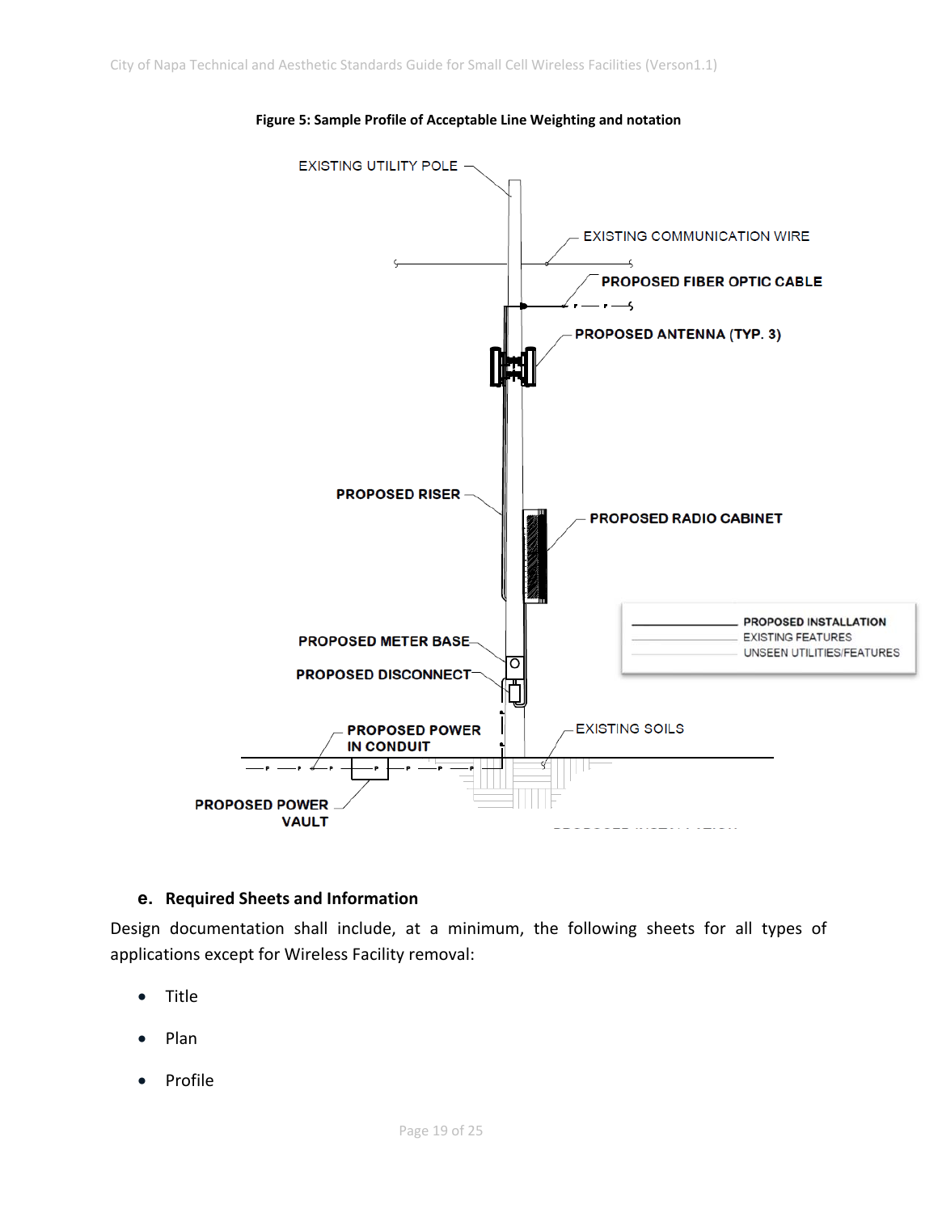**Figure 5: Sample Profile of Acceptable Line Weighting and notation**

### e. Required Sheets and Information

Design documentation shall include, at a minimum, the following sheets for all types of applications except for Wireless Facility removal:

- Title
- Plan
- Profile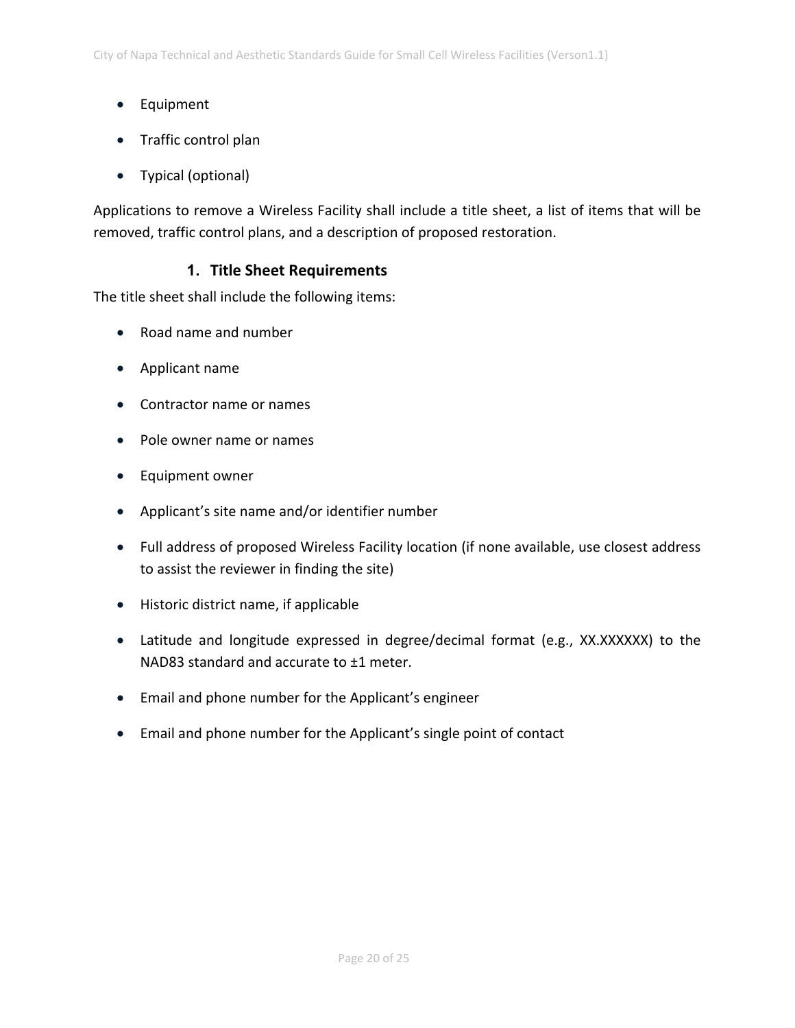- Equipment
- Traffic control plan
- Typical (optional)

Applications to remove a Wireless Facility shall include a title sheet, a list of items that will be removed, traffic control plans, and a description of proposed restoration.

### 1. Title Sheet Requirements

The title sheet shall include the following items:

- Road name and number
- Applicant name
- Contractor name or names
- Pole owner name or names
- Equipment owner
- Applicant's site name and/or identifier number
- Full address of proposed Wireless Facility location (if none available, use closest address to assist the reviewer in finding the site)
- Historic district name, if applicable
- Latitude and longitude expressed in degree/decimal format (e.g., XX.XXXXXX) to the NAD83 standard and accurate to ±1 meter.
- Email and phone number for the Applicant's engineer
- Email and phone number for the Applicant's single point of contact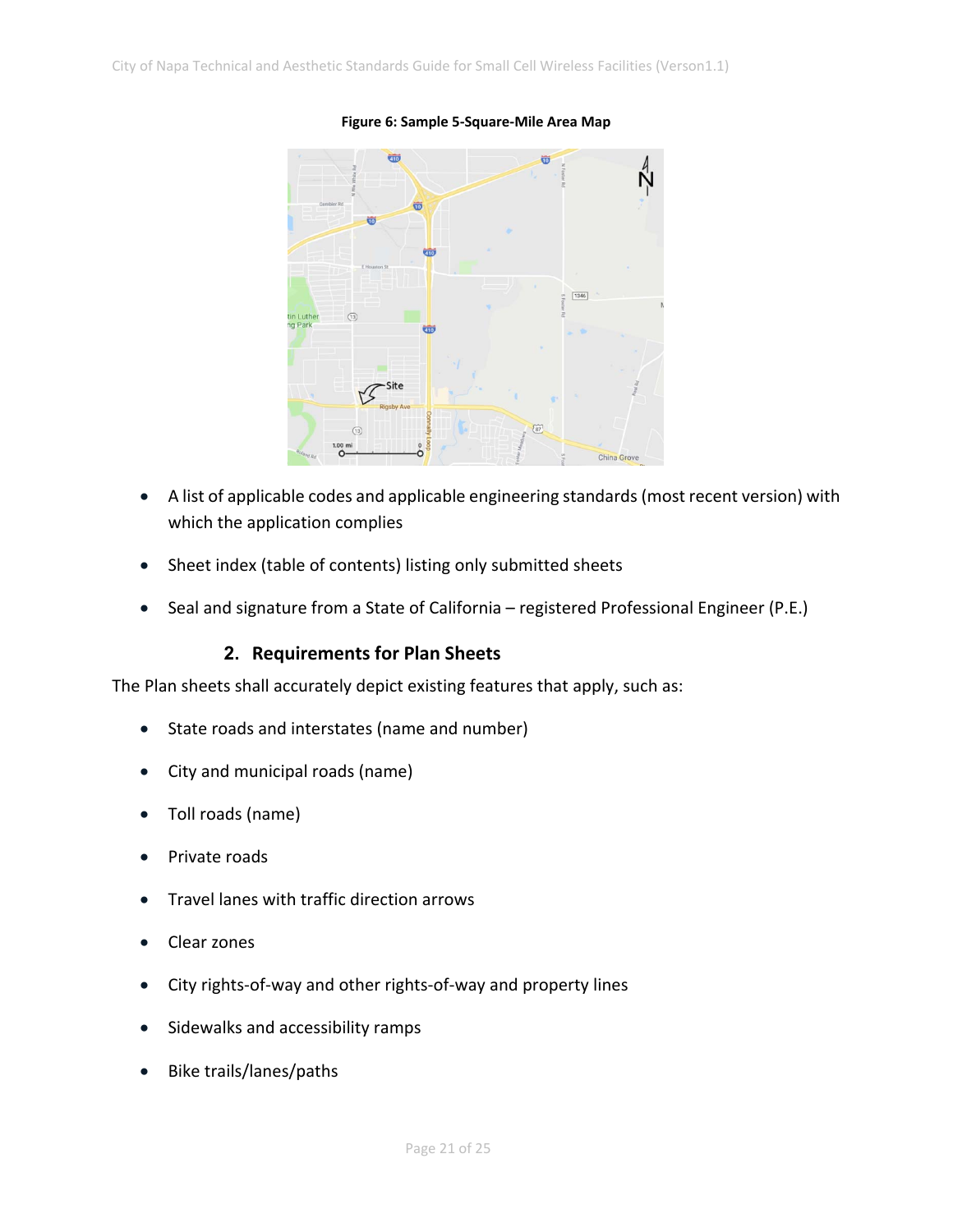**Figure 6: Sample 5-Square-Mile Area Map**

- A list of applicable codes and applicable engineering standards (most recent version) with which the application complies
- Sheet index (table of contents) listing only submitted sheets
- Seal and signature from a State of California – registered Professional Engineer (P.E.)

### 2. Requirements for Plan Sheets

The Plan sheets shall accurately depict existing features that apply, such as:

- State roads and interstates (name and number)
- City and municipal roads (name)
- Toll roads (name)
- Private roads
- Travel lanes with traffic direction arrows
- Clear zones
- City rights-of-way and other rights-of-way and property lines
- Sidewalks and accessibility ramps
- Bike trails/lanes/paths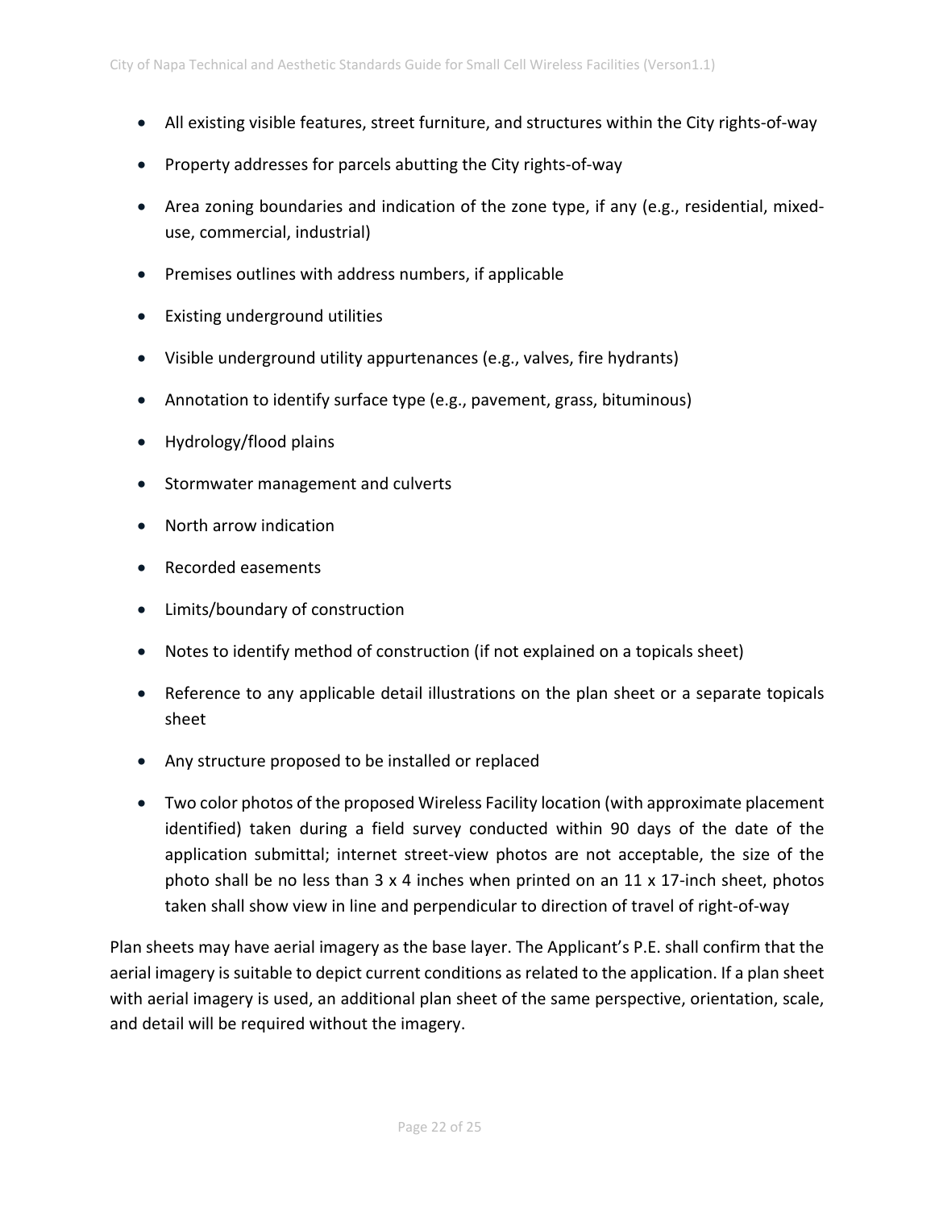- All existing visible features, street furniture, and structures within the City rights-of-way
- Property addresses for parcels abutting the City rights-of-way
- Area zoning boundaries and indication of the zone type, if any (e.g., residential, mixed-use, commercial, industrial)
- Premises outlines with address numbers, if applicable
- Existing underground utilities
- Visible underground utility appurtenances (e.g., valves, fire hydrants)
- Annotation to identify surface type (e.g., pavement, grass, bituminous)
- Hydrology/flood plains
- Stormwater management and culverts
- North arrow indication
- Recorded easements
- Limits/boundary of construction
- Notes to identify method of construction (if not explained on a topicals sheet)
- Reference to any applicable detail illustrations on the plan sheet or a separate topicals sheet
- Any structure proposed to be installed or replaced
- Two color photos of the proposed Wireless Facility location (with approximate placement identified) taken during a field survey conducted within 90 days of the date of the application submittal; internet street-view photos are not acceptable, the size of the photo shall be no less than 3 x 4 inches when printed on an 11 x 17-inch sheet, photos taken shall show view in line and perpendicular to direction of travel of right-of-way

Plan sheets may have aerial imagery as the base layer. The Applicant's P.E. shall confirm that the aerial imagery is suitable to depict current conditions as related to the application. If a plan sheet with aerial imagery is used, an additional plan sheet of the same perspective, orientation, scale, and detail will be required without the imagery.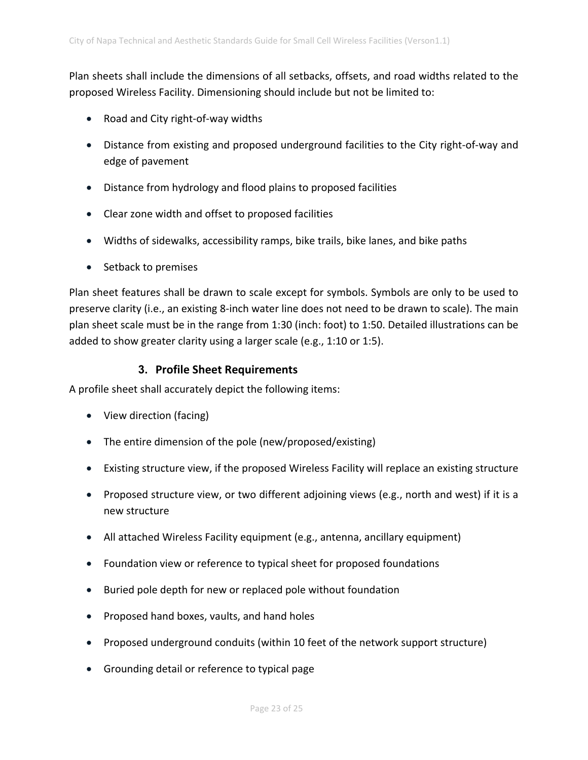Plan sheets shall include the dimensions of all setbacks, offsets, and road widths related to the proposed Wireless Facility. Dimensioning should include but not be limited to:

- Road and City right-of-way widths
- Distance from existing and proposed underground facilities to the City right-of-way and edge of pavement
- Distance from hydrology and flood plains to proposed facilities
- Clear zone width and offset to proposed facilities
- Widths of sidewalks, accessibility ramps, bike trails, bike lanes, and bike paths
- Setback to premises

Plan sheet features shall be drawn to scale except for symbols. Symbols are only to be used to preserve clarity (i.e., an existing 8-inch water line does not need to be drawn to scale). The main plan sheet scale must be in the range from 1:30 (inch: foot) to 1:50. Detailed illustrations can be added to show greater clarity using a larger scale (e.g., 1:10 or 1:5).

### 3. Profile Sheet Requirements

A profile sheet shall accurately depict the following items:

- View direction (facing)
- The entire dimension of the pole (new/proposed/existing)
- Existing structure view, if the proposed Wireless Facility will replace an existing structure
- Proposed structure view, or two different adjoining views (e.g., north and west) if it is a new structure
- All attached Wireless Facility equipment (e.g., antenna, ancillary equipment)
- Foundation view or reference to typical sheet for proposed foundations
- Buried pole depth for new or replaced pole without foundation
- Proposed hand boxes, vaults, and hand holes
- Proposed underground conduits (within 10 feet of the network support structure)
- Grounding detail or reference to typical page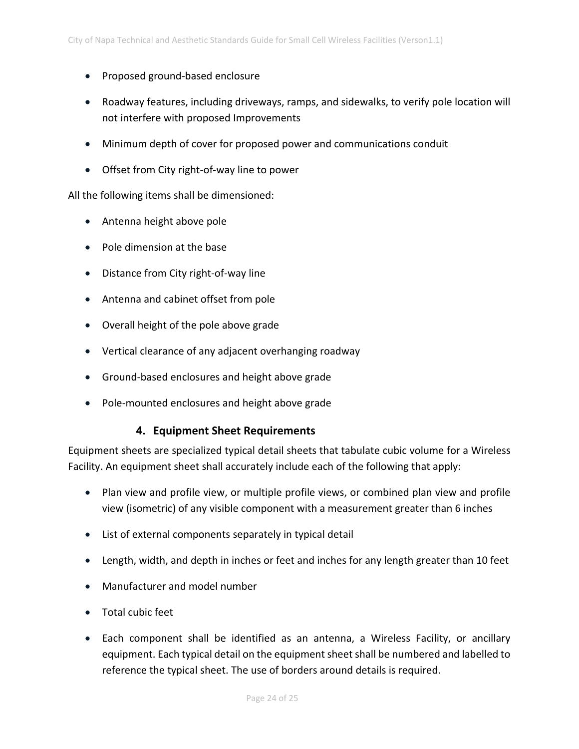- Proposed ground-based enclosure
- Roadway features, including driveways, ramps, and sidewalks, to verify pole location will not interfere with proposed Improvements
- Minimum depth of cover for proposed power and communications conduit
- Offset from City right-of-way line to power

All the following items shall be dimensioned:

- Antenna height above pole
- Pole dimension at the base
- Distance from City right-of-way line
- Antenna and cabinet offset from pole
- Overall height of the pole above grade
- Vertical clearance of any adjacent overhanging roadway
- Ground-based enclosures and height above grade
- Pole-mounted enclosures and height above grade

### 4. Equipment Sheet Requirements

Equipment sheets are specialized typical detail sheets that tabulate cubic volume for a Wireless Facility. An equipment sheet shall accurately include each of the following that apply:

- Plan view and profile view, or multiple profile views, or combined plan view and profile view (isometric) of any visible component with a measurement greater than 6 inches
- List of external components separately in typical detail
- Length, width, and depth in inches or feet and inches for any length greater than 10 feet
- Manufacturer and model number
- Total cubic feet
- Each component shall be identified as an antenna, a Wireless Facility, or ancillary equipment. Each typical detail on the equipment sheet shall be numbered and labelled to reference the typical sheet. The use of borders around details is required.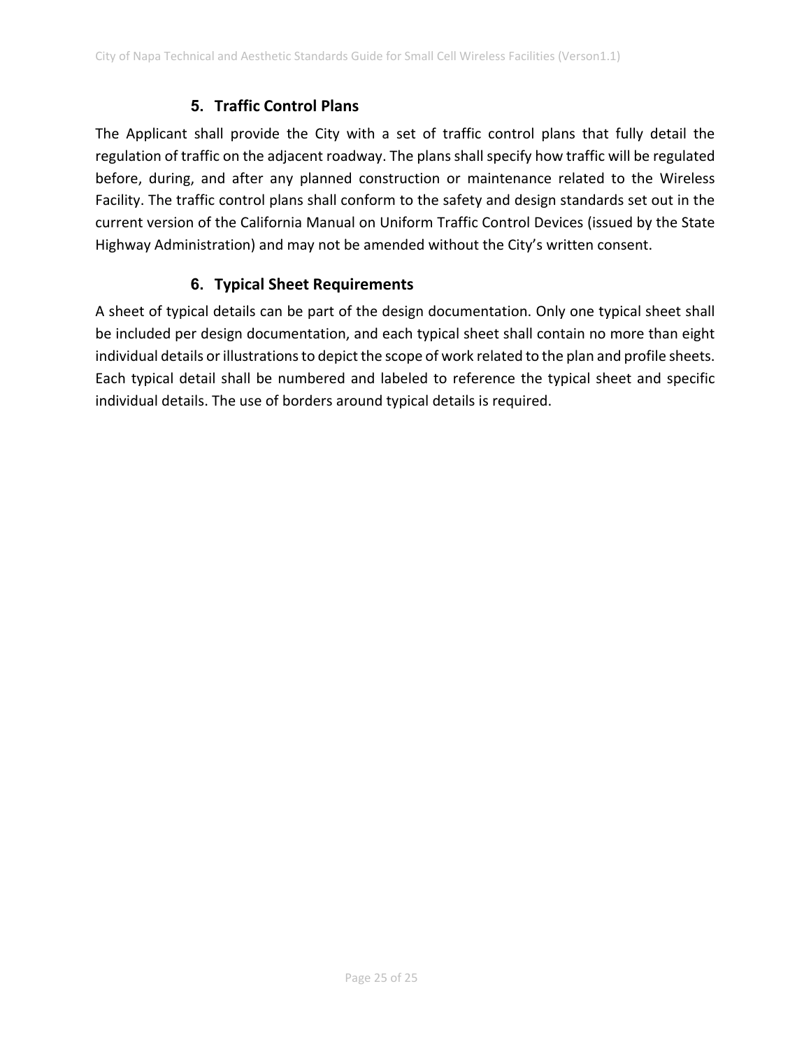### 5. Traffic Control Plans

The Applicant shall provide the City with a set of traffic control plans that fully detail the regulation of traffic on the adjacent roadway. The plans shall specify how traffic will be regulated before, during, and after any planned construction or maintenance related to the Wireless Facility. The traffic control plans shall conform to the safety and design standards set out in the current version of the California Manual on Uniform Traffic Control Devices (issued by the State Highway Administration) and may not be amended without the City's written consent.

### 6. Typical Sheet Requirements

A sheet of typical details can be part of the design documentation. Only one typical sheet shall be included per design documentation, and each typical sheet shall contain no more than eight individual details or illustrations to depict the scope of work related to the plan and profile sheets. Each typical detail shall be numbered and labeled to reference the typical sheet and specific individual details. The use of borders around typical details is required.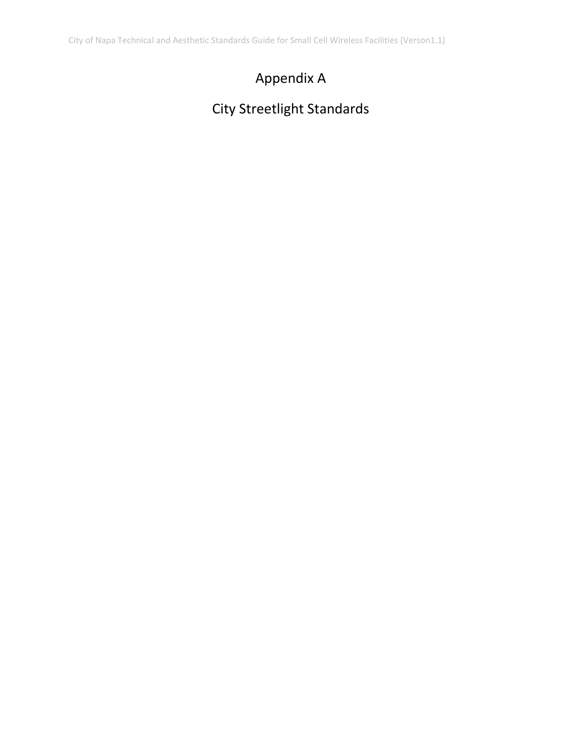# Appendix A

# City Streetlight Standards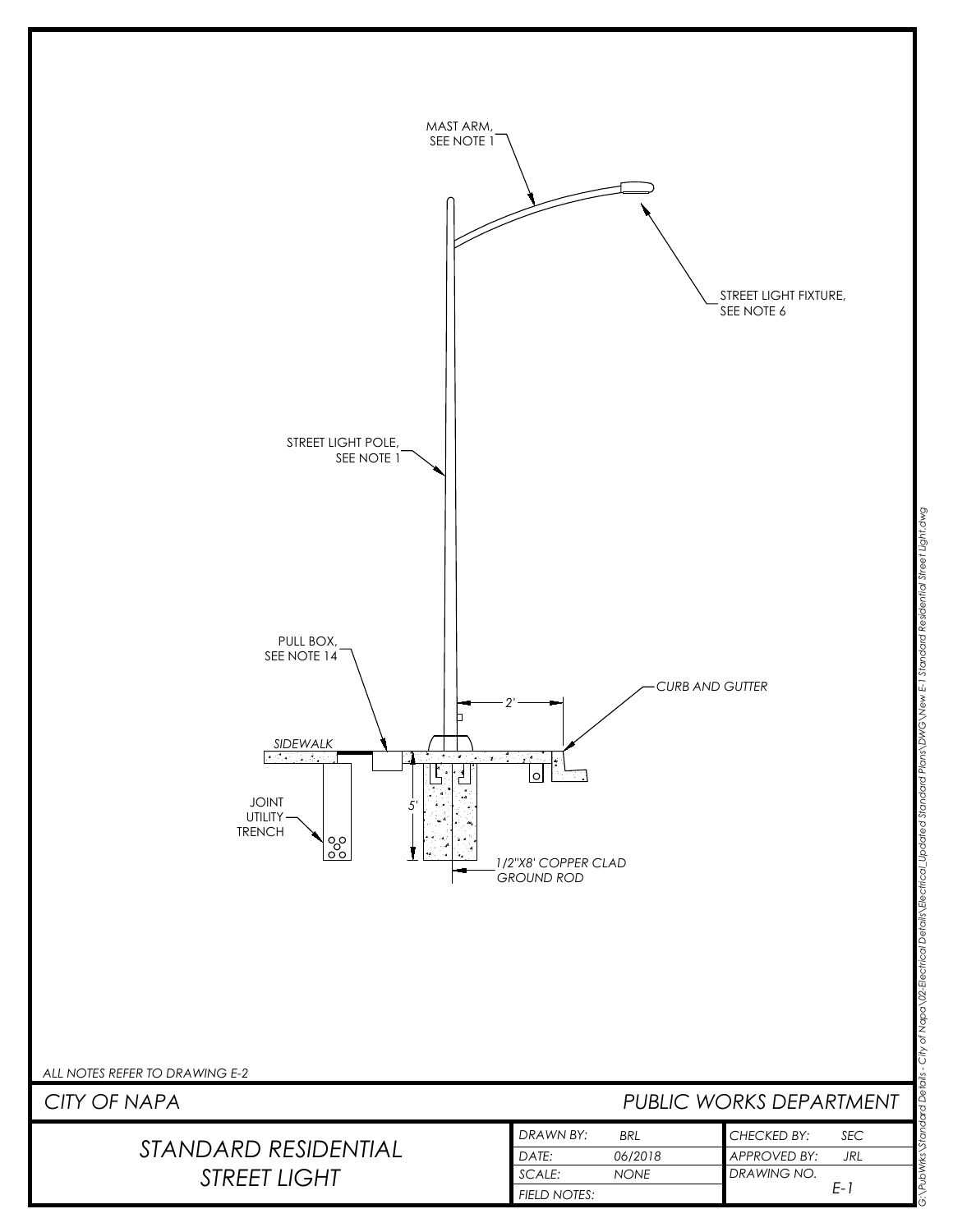MAST ARM, SEE NOTE 1

STREET LIGHT FIXTURE, SEE NOTE 6

STREET LIGHT POLE, SEE NOTE 1

PULL BOX, SEE NOTE 14

2'

CURB AND GUTTER

SIDEWALK

5'

JOINT UTILITY TRENCH

1/2"X8' COPPER CLAD GROUND ROD

ALL NOTES REFER TO DRAWING E-2

CITY OF NAPA

PUBLIC WORKS DEPARTMENT

# STANDARD RESIDENTIAL STREET LIGHT

| | | | |
|---|---|---|---|
| DRAWN BY: | BRL | CHECKED BY: | SEC |
| DATE: | 06/2018 | APPROVED BY: | JRL |
| SCALE: | NONE | DRAWING NO. | E-1 |
| FIELD NOTES: | | | |

G:\PubWrks\Standard Details - City of Napa\02-Electrical Details\Electrical_Updated Standard Plans\DWG\New E-1 Standard Residential Street Light.dwg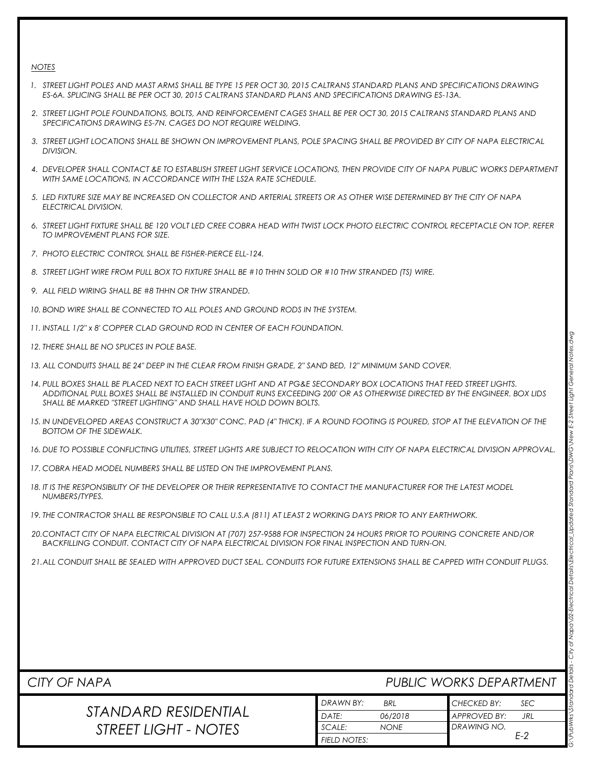*NOTES*

1. *STREET LIGHT POLES AND MAST ARMS SHALL BE TYPE 15 PER OCT 30, 2015 CALTRANS STANDARD PLANS AND SPECIFICATIONS DRAWING ES-6A. SPLICING SHALL BE PER OCT 30, 2015 CALTRANS STANDARD PLANS AND SPECIFICATIONS DRAWING ES-13A.*
2. *STREET LIGHT POLE FOUNDATIONS, BOLTS, AND REINFORCEMENT CAGES SHALL BE PER OCT 30, 2015 CALTRANS STANDARD PLANS AND SPECIFICATIONS DRAWING ES-7N. CAGES DO NOT REQUIRE WELDING.*
3. *STREET LIGHT LOCATIONS SHALL BE SHOWN ON IMPROVEMENT PLANS, POLE SPACING SHALL BE PROVIDED BY CITY OF NAPA ELECTRICAL DIVISION.*
4. *DEVELOPER SHALL CONTACT &E TO ESTABLISH STREET LIGHT SERVICE LOCATIONS, THEN PROVIDE CITY OF NAPA PUBLIC WORKS DEPARTMENT WITH SAME LOCATIONS, IN ACCORDANCE WITH THE LS2A RATE SCHEDULE.*
5. *LED FIXTURE SIZE MAY BE INCREASED ON COLLECTOR AND ARTERIAL STREETS OR AS OTHER WISE DETERMINED BY THE CITY OF NAPA ELECTRICAL DIVISION.*
6. *STREET LIGHT FIXTURE SHALL BE 120 VOLT LED CREE COBRA HEAD WITH TWIST LOCK PHOTO ELECTRIC CONTROL RECEPTACLE ON TOP. REFER TO IMPROVEMENT PLANS FOR SIZE.*
7. *PHOTO ELECTRIC CONTROL SHALL BE FISHER-PIERCE ELL-124.*
8. *STREET LIGHT WIRE FROM PULL BOX TO FIXTURE SHALL BE #10 THHN SOLID OR #10 THW STRANDED (TS) WIRE.*
9. *ALL FIELD WIRING SHALL BE #8 THHN OR THW STRANDED.*
10. *BOND WIRE SHALL BE CONNECTED TO ALL POLES AND GROUND RODS IN THE SYSTEM.*
11. *INSTALL 1/2" x 8' COPPER CLAD GROUND ROD IN CENTER OF EACH FOUNDATION.*
12. *THERE SHALL BE NO SPLICES IN POLE BASE.*
13. *ALL CONDUITS SHALL BE 24" DEEP IN THE CLEAR FROM FINISH GRADE, 2" SAND BED, 12" MINIMUM SAND COVER.*
14. *PULL BOXES SHALL BE PLACED NEXT TO EACH STREET LIGHT AND AT PG&E SECONDARY BOX LOCATIONS THAT FEED STREET LIGHTS. ADDITIONAL PULL BOXES SHALL BE INSTALLED IN CONDUIT RUNS EXCEEDING 200' OR AS OTHERWISE DIRECTED BY THE ENGINEER. BOX LIDS SHALL BE MARKED "STREET LIGHTING" AND SHALL HAVE HOLD DOWN BOLTS.*
15. *IN UNDEVELOPED AREAS CONSTRUCT A 30"X30" CONC. PAD (4" THICK). IF A ROUND FOOTING IS POURED, STOP AT THE ELEVATION OF THE BOTTOM OF THE SIDEWALK.*
16. *DUE TO POSSIBLE CONFLICTING UTILITIES, STREET LIGHTS ARE SUBJECT TO RELOCATION WITH CITY OF NAPA ELECTRICAL DIVISION APPROVAL.*
17. *COBRA HEAD MODEL NUMBERS SHALL BE LISTED ON THE IMPROVEMENT PLANS.*
18. *IT IS THE RESPONSIBILITY OF THE DEVELOPER OR THEIR REPRESENTATIVE TO CONTACT THE MANUFACTURER FOR THE LATEST MODEL NUMBERS/TYPES.*
19. *THE CONTRACTOR SHALL BE RESPONSIBLE TO CALL U.S.A (811) AT LEAST 2 WORKING DAYS PRIOR TO ANY EARTHWORK.*
20. *CONTACT CITY OF NAPA ELECTRICAL DIVISION AT (707) 257-9588 FOR INSPECTION 24 HOURS PRIOR TO POURING CONCRETE AND/OR BACKFILLING CONDUIT. CONTACT CITY OF NAPA ELECTRICAL DIVISION FOR FINAL INSPECTION AND TURN-ON.*
21. *ALL CONDUIT SHALL BE SEALED WITH APPROVED DUCT SEAL. CONDUITS FOR FUTURE EXTENSIONS SHALL BE CAPPED WITH CONDUIT PLUGS.*

| CITY OF NAPA | PUBLIC WORKS DEPARTMENT | | |
|---|---|---|---|
| STANDARD RESIDENTIAL STREET LIGHT - NOTES | DRAWN BY: BRL | CHECKED BY: SEC | |
| | DATE: 06/2018 | APPROVED BY: JRL | |
| | SCALE: NONE | DRAWING NO. E-2 | |
| | FIELD NOTES: | | |

G:\PubWrks\Standard Details - City of Napa\02-Electrical Details\Electrical_Updated Standard Plans\DWG\New E-2 Street Light General Notes.dwg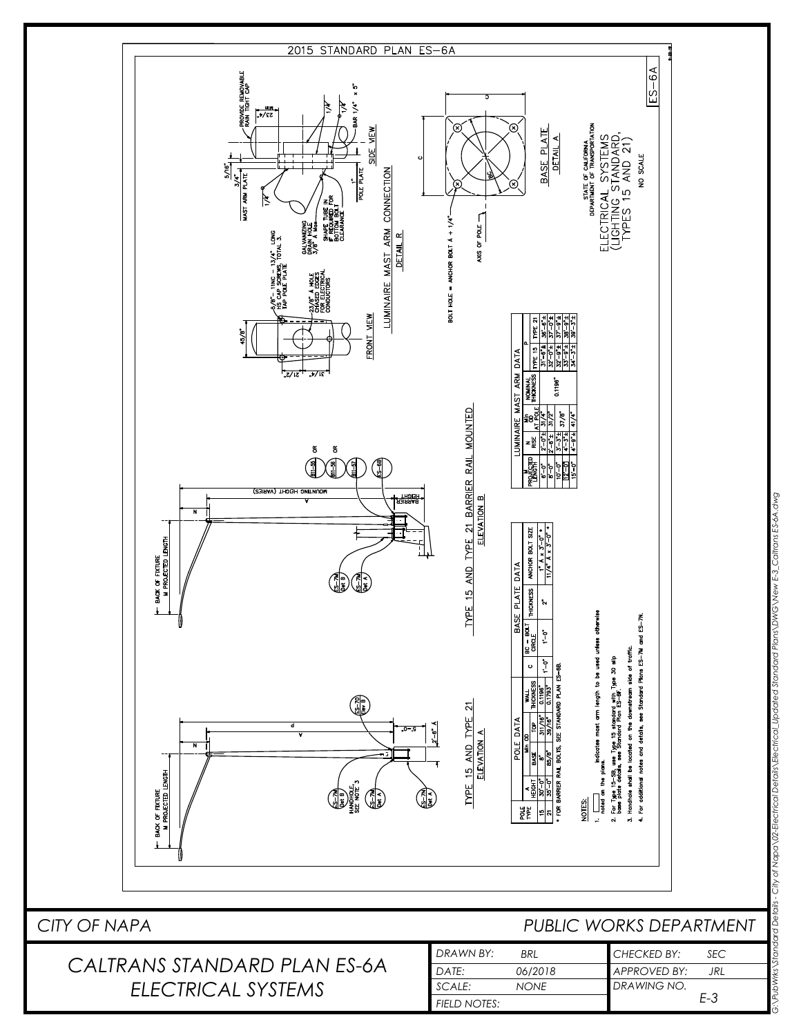# 2015 STANDARD PLAN ES-6A

## TYPE 15 AND TYPE 21 ELEVATION A

BACK OF FIXTURE M PROJECTED LENGTH

HANDHOLE, SEE NOTE 3

ES-7M Det A

ES-7O Elev B

## TYPE 15 AND TYPE 21 BARRIER RAIL MOUNTED ELEVATION B

BACK OF FIXTURE M PROJECTED LENGTH

MOUNTING HEIGHT (VARIES)

BARRIER HEIGHT

ES-7M Det B

ES-7M Det A

B11-56 OR B11-56 OR B11-57 ES-6B

## LUMINAIRE MAST ARM CONNECTION DETAIL R

### FRONT VIEW

5/8" - 11NC - 1 3/4" LONG HS CAP SCREWS, TOTAL 3. TAP POLE PLATE

2 3/8" Ø HOLE CHASED EDGES FOR ELECTRICAL CONDUCTORS

GALVANIZING DRAIN HOLE, 3/8" Ø Max

SHAPE TUBE IN IF REQUIRED FOR BOTTOM BOLT CLEARANCE

### SIDE VIEW

PROVIDE REMOVABLE RAIN TIGHT CAP

MAST ARM PLATE

POLE PLATE

BAR 1/4" x 5"

## BASE PLATE DETAIL A

BOLT HOLE = ANCHOR BOLT Ø + 1/4"

AXIS OF POLE

| POLE TYPE | A HEIGHT | POLE DATA Min OD BASE | TOP | WALL THICKNESS | BASE PLATE DATA C | BC - BOLT CIRCLE | THICKNESS | ANCHOR BOLT SIZE |
|---|---|---|---|---|---|---|---|---|
| 15 | 30'-0" | 8" | 3 11/16" | 0.1196" | 1'-0" | 1'-0" | 2" | 1" Ø x 3'-0" * |
| 21 | 35'-0" | 8 5/8" | 3 9/16" | 0.1793" | | | | 1 1/4" Ø x 3'-0" * |

\* FOR BARRIER RAIL BOLTS, SEE STANDARD PLAN ES-6B.

| LUMINAIRE MAST ARM DATA M PROJECTED LENGTH | N RISE | Min OD AT POLE | NOMINAL THICKNESS | P TYPE 15 | P TYPE 21 |
|---|---|---|---|---|---|
| 6'-0" | 2'-0"± | 3 1/4" | 0.1196" | 31'-6"± | 36'-6"± |
| 8'-0" | 2'-6"± | 3 1/2" | | 32'-0"± | 37'-0"± |
| 10'-0" | 3'-3"± | 3 7/8" | | 32'-9"± | 37'-9"± |
| 12'-0" | 4'-3"± | | | 33'-9"± | 38'-9"± |
| 15'-0" | 4'-9"± | 4 1/4" | | 34'-3"± | 39'-3"± |

NOTES:

1. ▭ Indicates mast arm length to be used unless otherwise noted on the plans.
2. For Type 15-SB, use Type 15 standard with Type 30 slip base plate details, see Standard Plan ES-6F.
3. Handhole shall be located on the downstream side of traffic.
4. For additional notes and details, see Standard Plans ES-7M and ES-7N.

STATE OF CALIFORNIA DEPARTMENT OF TRANSPORTATION

ELECTRICAL SYSTEMS (LIGHTING STANDARD, TYPES 15 AND 21)

NO SCALE

ES-6A

CITY OF NAPA — PUBLIC WORKS DEPARTMENT

CALTRANS STANDARD PLAN ES-6A ELECTRICAL SYSTEMS

| DRAWN BY: BRL | CHECKED BY: SEC |
|---|---|
| DATE: 06/2018 | APPROVED BY: JRL |
| SCALE: NONE | DRAWING NO. E-3 |
| FIELD NOTES: | |

G:\PubWrks\Standard Details - City of Napa\02-Electrical Details\Electrical_Updated Standard Plans\DWG\New E-3_Caltrans ES-6A.dwg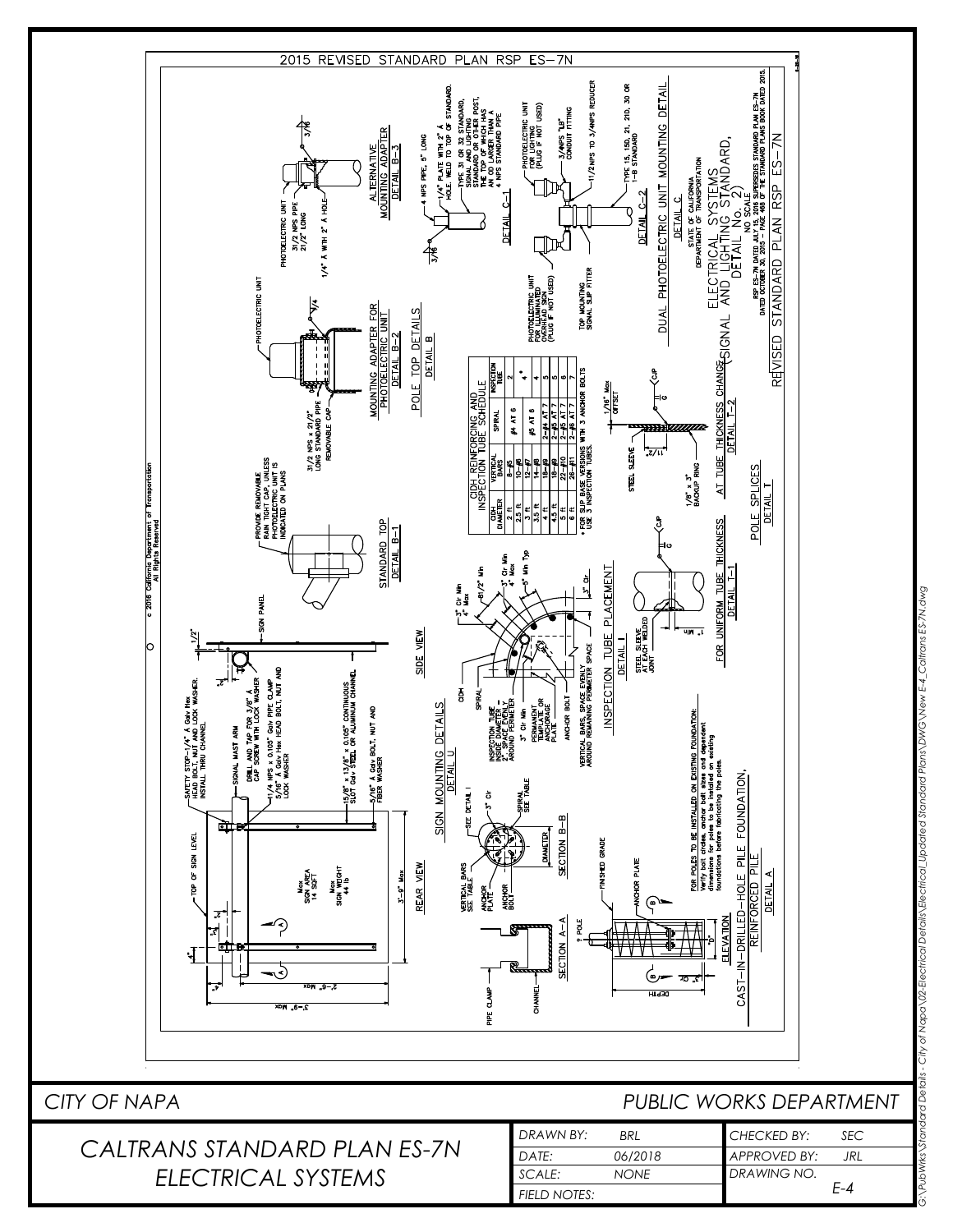# 2015 REVISED STANDARD PLAN RSP ES-7N

© 2016 California Department of Transportation All Rights Reserved

## SIGN MOUNTING DETAILS
### DETAIL U

**REAR VIEW**

- TOP OF SIGN LEVEL
- Max SIGN AREA 14 SQFT
- Max SIGN WEIGHT 44 lb
- 3'-9" Max
- 2'-6" Max
- 3'-9" Max

**SIDE VIEW**

- SAFETY STOP-1/4" ϕ Galv Hex HEAD BOLT, NUT AND LOCK WASHER. INSTALL THRU CHANNEL
- SIGNAL MAST ARM
- DRILL AND TAP FOR 3/8" ϕ CAP SCREW WITH LOCK WASHER
- 11/4 NPS x 0.103" Galv PIPE CLAMP
- 5/16" ϕ Galv Hex HEAD BOLT, NUT AND LOCK WASHER
- 15/8" x 13/8" x 0.105" CONTINUOUS SLOT Galv STEEL OR ALUMINUM CHANNEL
- 5/16" ϕ Galv BOLT, NUT AND FIBER WASHER
- SIGN PANEL
- 1/2"

**SECTION A-A**

- PIPE CLAMP
- CHANNEL

## CAST-IN-DRILLED-HOLE PILE FOUNDATION, REINFORCED PILE
### DETAIL A

**ELEVATION**

- ℄ POLE
- FINISHED GRADE
- ANCHOR PLATE
- DEPTH
- 3" Clr

**SECTION B-B**

- VERTICAL BARS SEE TABLE
- ANCHOR PLATE
- ANCHOR BOLT
- SEE DETAIL I
- 3" Clr
- SPIRAL SEE TABLE
- DIAMETER

FOR POLES TO BE INSTALLED ON EXISTING FOUNDATION: Verify bolt circles, anchor bolt sizes and dependent dimensions for poles to be installed on existing foundations before fabricating the poles.

## INSPECTION TUBE PLACEMENT
### DETAIL I

- CIDH
- SPIRAL
- INSPECTION TUBE INSIDE DIAMETER = 2" SPACE EVENLY AROUND PERIMETER
- 3" Clr Min
- PERMANENT TEMPLATE OR ANCHORAGE PLATE
- ANCHOR BOLT
- VERTICAL BARS, SPACE EVENLY AROUND REMAINING PERIMETER SPACE
- 3" Clr Min, 4" Max
- 81/2" Min
- 3" Clr Min, 4" Max
- 5" Min Typ
- 3" Clr

### CIDH REINFORCING AND INSPECTION TUBE SCHEDULE

| CIDH DIAMETER | VERTICAL BARS | SPIRAL | INSPECTION TUBE |
|---|---|---|---|
| 2 ft | 8-#5 | #4 AT 6 | 2 |
| 2.5 ft | 10-#6 | | 4* |
| 3 ft | 12-#7 | #5 AT 6 | 4 |
| 3.5 ft | 14-#8 | | 4 |
| 4 ft | 18-#9 | 2-#4 AT 7 | 5 |
| 4.5 ft | 18-#9 | 2-#5 AT 7 | 5 |
| 5 ft | 22-#10 | 2-#5 AT 7 | 6 |
| 6 ft | 26-#11 | 2-#6 AT 7 | 7 |

* FOR SLIP BASE VERSIONS WITH 3 ANCHOR BOLTS USE 3 INSPECTION TUBES.

## POLE SPLICES
### DETAIL T

**FOR UNIFORM TUBE THICKNESS — DETAIL T-1**

- STEEL SLEEVE AT EACH WELDED JOINT
- 1" Min
- CJP

**AT TUBE THICKNESS CHANGE — DETAIL T-2**

- STEEL SLEEVE
- 1/8" x 3" BACKUP RING
- 1/16" Max OFFSET
- 11/2"
- CJP

## POLE TOP DETAILS
### DETAIL B

**STANDARD TOP — DETAIL B-1**

- PROVIDE REMOVABLE RAIN TIGHT CAP, UNLESS PHOTOELECTRIC UNIT IS INDICATED ON PLANS

**MOUNTING ADAPTER FOR PHOTOELECTRIC UNIT — DETAIL B-2**

- PHOTOELECTRIC UNIT
- 31/2 NPS x 21/2" LONG STANDARD PIPE
- REMOVABLE CAP
- 1/4

**ALTERNATIVE MOUNTING ADAPTER — DETAIL B-3**

- PHOTOELECTRIC UNIT
- 31/2 NPS PIPE 21/2" LONG
- 1/4" ϕ WITH 2" ϕ HOLE
- 3/16

## DUAL PHOTOELECTRIC UNIT MOUNTING DETAIL
### DETAIL C

**DETAIL C-1**

- 4 NPS PIPE, 5" LONG
- 1/4" PLATE WITH 2" ϕ HOLE. WELD TO TOP OF STANDARD.
- TYPE 31 OR 32 STANDARD, SIGNAL AND LIGHTING STANDARD OR OTHER POST, THE TOP OF WHICH HAS AN OD LARGER THAN A 4 NPS STANDARD PIPE
- 3/16

**DETAIL C-2**

- PHOTOELECTRIC UNIT FOR LIGHTING (PLUG IF NOT USED)
- 3/4NPS "LB" CONDUIT FITTING
- 11/2NPS TO 3/4NPS REDUCER
- PHOTOELECTRIC UNIT FOR ILLUMINATED OVERHEAD SIGN (PLUG IF NOT USED)
- TOP MOUNTING SIGNAL SLIP FITTER
- TYPE 15, 15D, 21, 21D, 30 OR 1-B STANDARD

STATE OF CALIFORNIA DEPARTMENT OF TRANSPORTATION

ELECTRICAL SYSTEMS (SIGNAL AND LIGHTING STANDARD, DETAIL No. 2)

NO SCALE

RSP ES-7N DATED JULY 15, 2016 SUPERSEDES STANDARD PLAN ES-7N DATED OCTOBER 30, 2015 - PAGE 468 OF THE STANDARD PLANS BOOK DATED 2015.

REVISED STANDARD PLAN RSP ES-7N

---

CITY OF NAPA — PUBLIC WORKS DEPARTMENT

CALTRANS STANDARD PLAN ES-7N ELECTRICAL SYSTEMS

| DRAWN BY: BRL | CHECKED BY: SEC |
|---|---|
| DATE: 06/2018 | APPROVED BY: JRL |
| SCALE: NONE | DRAWING NO. E-4 |
| FIELD NOTES: | |

G:\PubWrks\Standard Details - City of Napa\02-Electrical Details\Electrical_Updated Standard Plans\DWG\New E-4_Caltrans ES-7N.dwg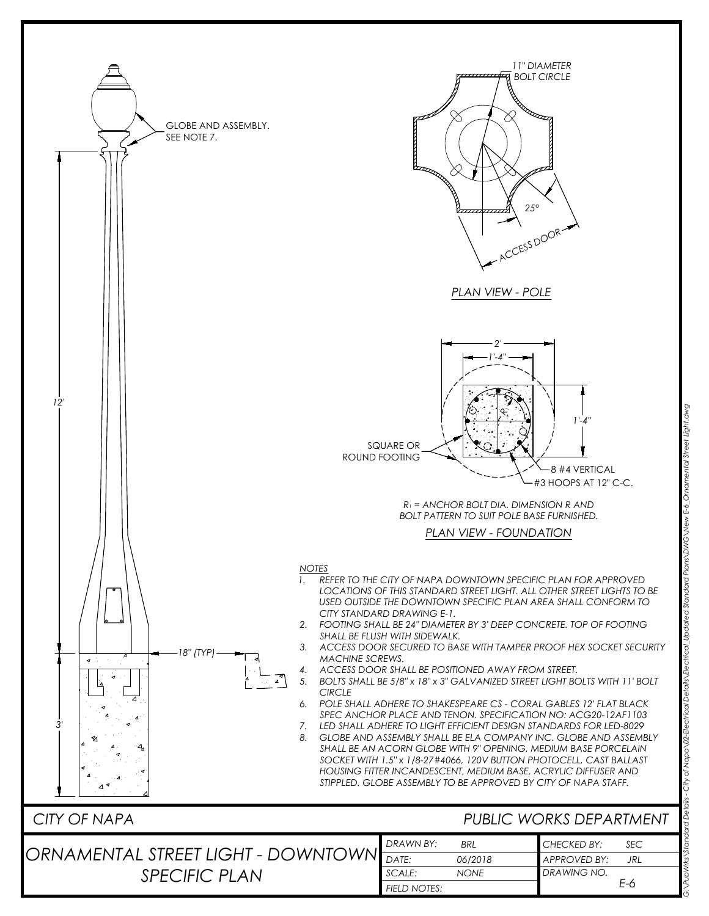GLOBE AND ASSEMBLY. SEE NOTE 7.

12'

18" (TYP)

3'

11" DIAMETER BOLT CIRCLE

25°

ACCESS DOOR

PLAN VIEW - POLE

2'

1'-4"

1'-4"

SQUARE OR ROUND FOOTING

8 #4 VERTICAL

#3 HOOPS AT 12" C-C.

$R_1$ = ANCHOR BOLT DIA. DIMENSION R AND BOLT PATTERN TO SUIT POLE BASE FURNISHED.

PLAN VIEW - FOUNDATION

*NOTES*

1. REFER TO THE CITY OF NAPA DOWNTOWN SPECIFIC PLAN FOR APPROVED LOCATIONS OF THIS STANDARD STREET LIGHT. ALL OTHER STREET LIGHTS TO BE USED OUTSIDE THE DOWNTOWN SPECIFIC PLAN AREA SHALL CONFORM TO CITY STANDARD DRAWING E-1.
2. FOOTING SHALL BE 24" DIAMETER BY 3' DEEP CONCRETE. TOP OF FOOTING SHALL BE FLUSH WITH SIDEWALK.
3. ACCESS DOOR SECURED TO BASE WITH TAMPER PROOF HEX SOCKET SECURITY MACHINE SCREWS.
4. ACCESS DOOR SHALL BE POSITIONED AWAY FROM STREET.
5. BOLTS SHALL BE 5/8" x 18" x 3" GALVANIZED STREET LIGHT BOLTS WITH 11' BOLT CIRCLE
6. POLE SHALL ADHERE TO SHAKESPEARE CS - CORAL GABLES 12' FLAT BLACK SPEC ANCHOR PLACE AND TENON. SPECIFICATION NO: ACG20-12AF1103
7. LED SHALL ADHERE TO LIGHT EFFICIENT DESIGN STANDARDS FOR LED-8029
8. GLOBE AND ASSEMBLY SHALL BE ELA COMPANY INC. GLOBE AND ASSEMBLY SHALL BE AN ACORN GLOBE WITH 9" OPENING, MEDIUM BASE PORCELAIN SOCKET WITH 1.5" x 1/8-27#4066, 120V BUTTON PHOTOCELL, CAST BALLAST HOUSING FITTER INCANDESCENT, MEDIUM BASE, ACRYLIC DIFFUSER AND STIPPLED. GLOBE ASSEMBLY TO BE APPROVED BY CITY OF NAPA STAFF.

CITY OF NAPA — PUBLIC WORKS DEPARTMENT

# ORNAMENTAL STREET LIGHT - DOWNTOWN SPECIFIC PLAN

| | | | |
|---|---|---|---|
| DRAWN BY: | BRL | CHECKED BY: | SEC |
| DATE: | 06/2018 | APPROVED BY: | JRL |
| SCALE: | NONE | DRAWING NO. | E-6 |
| FIELD NOTES: | | | |

G:\PubWrks\Standard Details - City of Napa\02-Electrical Details\Electrical_Updated Standard Plans\DWG\New E-6_Ornamental Street Light.dwg